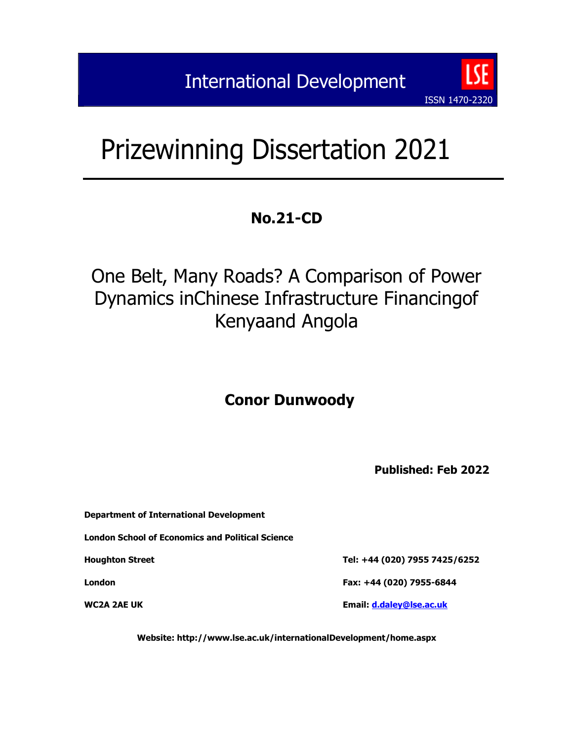International Development

ISSN 1470-2320

# Prizewinning Dissertation 2021

**No.21-CD**

## One Belt, Many Roads? A Comparison of Power Dynamics inChinese Infrastructure Financingof Kenyaand Angola

**Conor Dunwoody**

**Published: Feb 2022**

**Department of International Development**

**London School of Economics and Political Science**

**Houghton Street**

**London**

**WC2A 2AE UK**

**Tel: +44 (020) 7955 7425/6252**

**Fax: +44 (020) 7955-6844**

**Email: d.daley@lse.ac.uk**

**Website: http://www.lse.ac.uk/internationalDevelopment/home.aspx**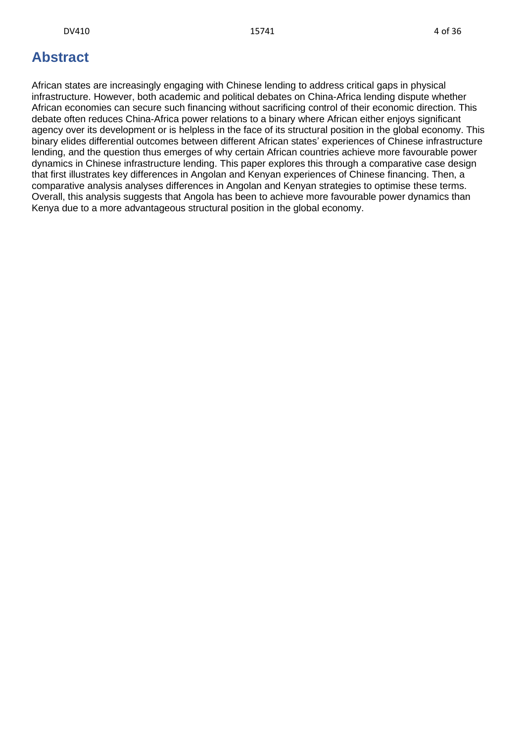# Abstract

African states are increasingly engaging with Chinese lending to address critical gaps in physical infrastructure. However, both academic and political debates on China-Africa lending dispute whether African economies can secure such financing without sacrificing control of their economic direction. This debate often reduces China-Africa power relations to a binary where African either enjoys significant agency over its development or is helpless in the face of its structural position in the global economy. This binary elides differential outcomes between different African states' experiences of Chinese infrastructure lending, and the question thus emerges of why certain African countries achieve more favourable power dynamics in Chinese infrastructure lending. This paper explores this through a comparative case design that first illustrates key differences in Angolan and Kenyan experiences of Chinese financing. Then, a comparative analysis analyses differences in Angolan and Kenyan strategies to optimise these terms. Overall, this analysis suggests that Angola has been to achieve more favourable power dynamics than Kenya due to a more advantageous structural position in the global economy.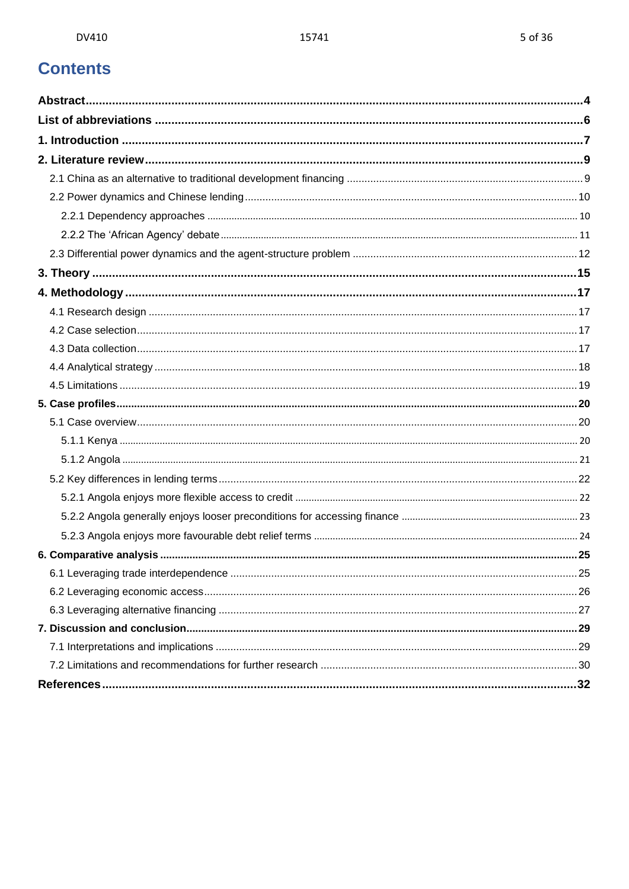# Contents

**Abstract** ..... 4

**List of abbreviations** ..... 6

**1. Introduction** ..... 7

**2. Literature review** ..... 9

- 2.1 China as an alternative to traditional development financing ..... 9
- 2.2 Power dynamics and Chinese lending ..... 10
  - 2.2.1 Dependency approaches ..... 10
  - 2.2.2 The 'African Agency' debate ..... 11
- 2.3 Differential power dynamics and the agent-structure problem ..... 12

**3. Theory** ..... 15

**4. Methodology** ..... 17

- 4.1 Research design ..... 17
- 4.2 Case selection ..... 17
- 4.3 Data collection ..... 17
- 4.4 Analytical strategy ..... 18
- 4.5 Limitations ..... 19

**5. Case profiles** ..... 20

- 5.1 Case overview ..... 20
  - 5.1.1 Kenya ..... 20
  - 5.1.2 Angola ..... 21
- 5.2 Key differences in lending terms ..... 22
  - 5.2.1 Angola enjoys more flexible access to credit ..... 22
  - 5.2.2 Angola generally enjoys looser preconditions for accessing finance ..... 23
  - 5.2.3 Angola enjoys more favourable debt relief terms ..... 24

**6. Comparative analysis** ..... 25

- 6.1 Leveraging trade interdependence ..... 25
- 6.2 Leveraging economic access ..... 26
- 6.3 Leveraging alternative financing ..... 27

**7. Discussion and conclusion** ..... 29

- 7.1 Interpretations and implications ..... 29
- 7.2 Limitations and recommendations for further research ..... 30

**References** ..... 32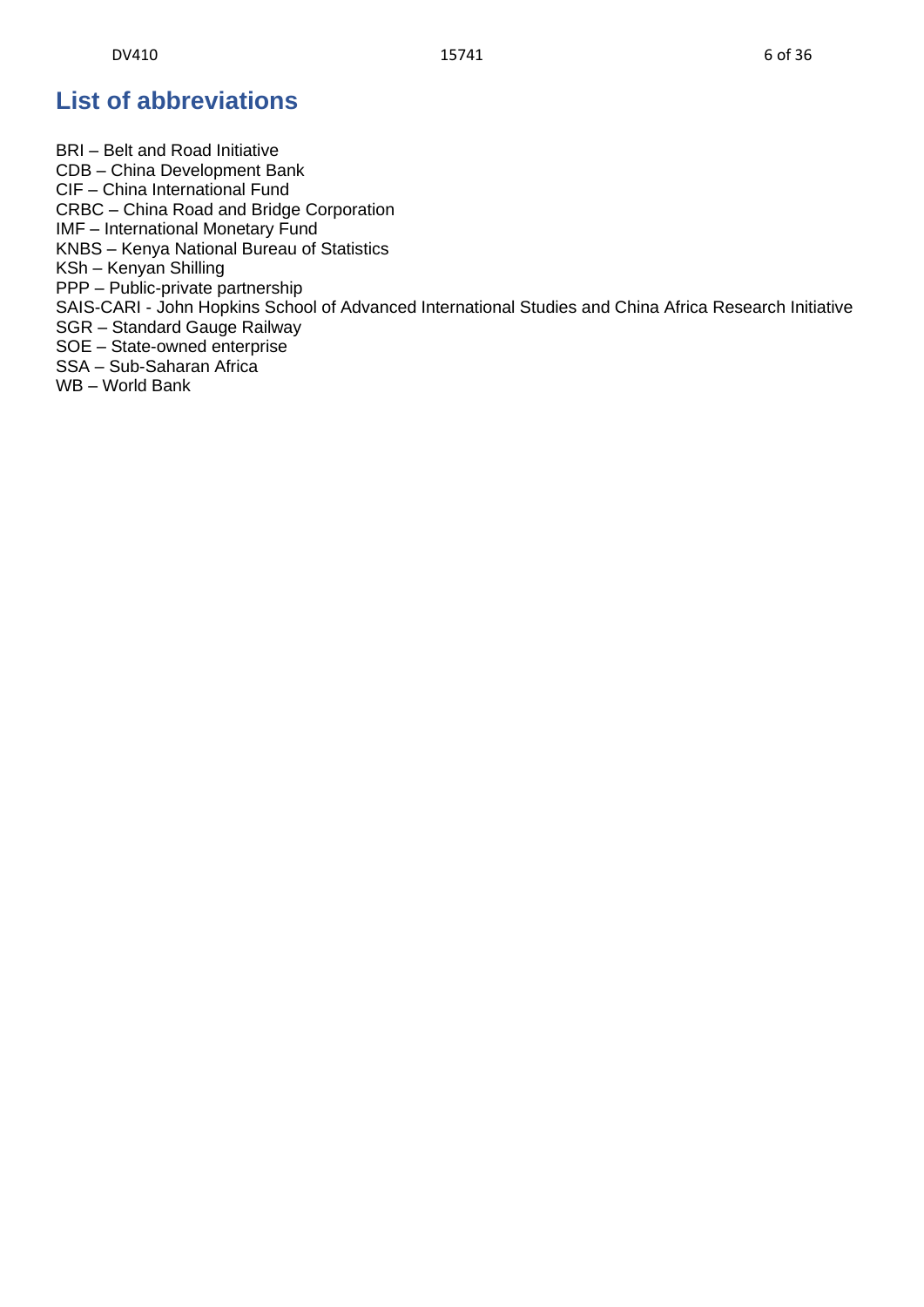## List of abbreviations

BRI – Belt and Road Initiative
CDB – China Development Bank
CIF – China International Fund
CRBC – China Road and Bridge Corporation
IMF – International Monetary Fund
KNBS – Kenya National Bureau of Statistics
KSh – Kenyan Shilling
PPP – Public-private partnership
SAIS-CARI - John Hopkins School of Advanced International Studies and China Africa Research Initiative
SGR – Standard Gauge Railway
SOE – State-owned enterprise
SSA – Sub-Saharan Africa
WB – World Bank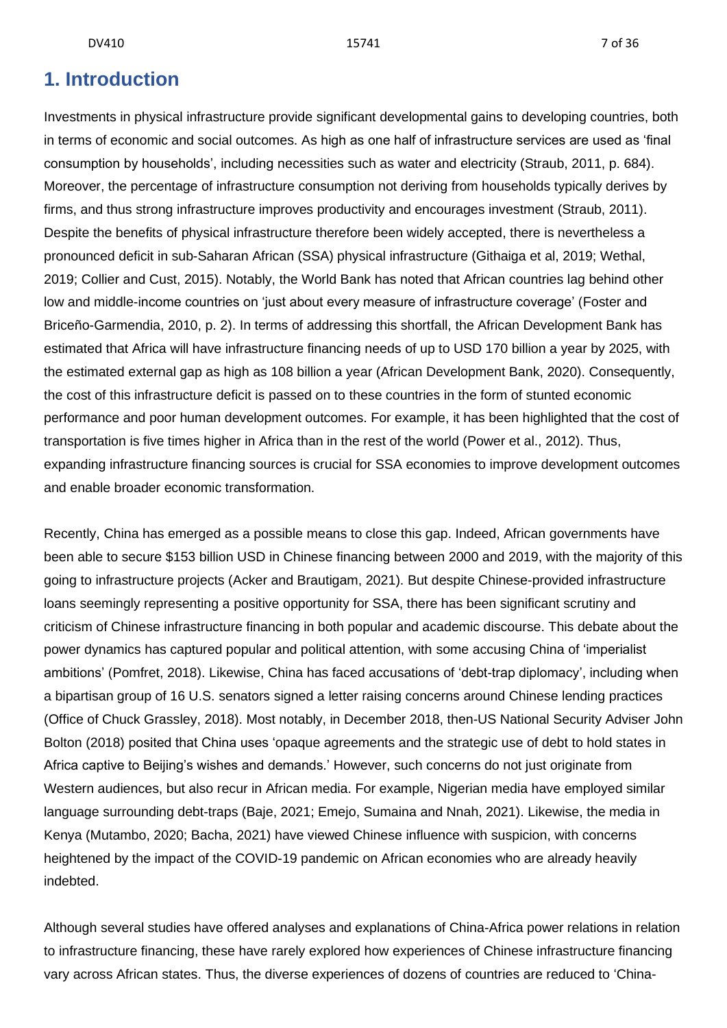## 1. Introduction

Investments in physical infrastructure provide significant developmental gains to developing countries, both in terms of economic and social outcomes. As high as one half of infrastructure services are used as 'final consumption by households', including necessities such as water and electricity (Straub, 2011, p. 684). Moreover, the percentage of infrastructure consumption not deriving from households typically derives by firms, and thus strong infrastructure improves productivity and encourages investment (Straub, 2011). Despite the benefits of physical infrastructure therefore been widely accepted, there is nevertheless a pronounced deficit in sub-Saharan African (SSA) physical infrastructure (Githaiga et al, 2019; Wethal, 2019; Collier and Cust, 2015). Notably, the World Bank has noted that African countries lag behind other low and middle-income countries on 'just about every measure of infrastructure coverage' (Foster and Briceño-Garmendia, 2010, p. 2). In terms of addressing this shortfall, the African Development Bank has estimated that Africa will have infrastructure financing needs of up to USD 170 billion a year by 2025, with the estimated external gap as high as 108 billion a year (African Development Bank, 2020). Consequently, the cost of this infrastructure deficit is passed on to these countries in the form of stunted economic performance and poor human development outcomes. For example, it has been highlighted that the cost of transportation is five times higher in Africa than in the rest of the world (Power et al., 2012). Thus, expanding infrastructure financing sources is crucial for SSA economies to improve development outcomes and enable broader economic transformation.

Recently, China has emerged as a possible means to close this gap. Indeed, African governments have been able to secure $153 billion USD in Chinese financing between 2000 and 2019, with the majority of this going to infrastructure projects (Acker and Brautigam, 2021). But despite Chinese-provided infrastructure loans seemingly representing a positive opportunity for SSA, there has been significant scrutiny and criticism of Chinese infrastructure financing in both popular and academic discourse. This debate about the power dynamics has captured popular and political attention, with some accusing China of 'imperialist ambitions' (Pomfret, 2018). Likewise, China has faced accusations of 'debt-trap diplomacy', including when a bipartisan group of 16 U.S. senators signed a letter raising concerns around Chinese lending practices (Office of Chuck Grassley, 2018). Most notably, in December 2018, then-US National Security Adviser John Bolton (2018) posited that China uses 'opaque agreements and the strategic use of debt to hold states in Africa captive to Beijing's wishes and demands.' However, such concerns do not just originate from Western audiences, but also recur in African media. For example, Nigerian media have employed similar language surrounding debt-traps (Baje, 2021; Emejo, Sumaina and Nnah, 2021). Likewise, the media in Kenya (Mutambo, 2020; Bacha, 2021) have viewed Chinese influence with suspicion, with concerns heightened by the impact of the COVID-19 pandemic on African economies who are already heavily indebted.

Although several studies have offered analyses and explanations of China-Africa power relations in relation to infrastructure financing, these have rarely explored how experiences of Chinese infrastructure financing vary across African states. Thus, the diverse experiences of dozens of countries are reduced to 'China-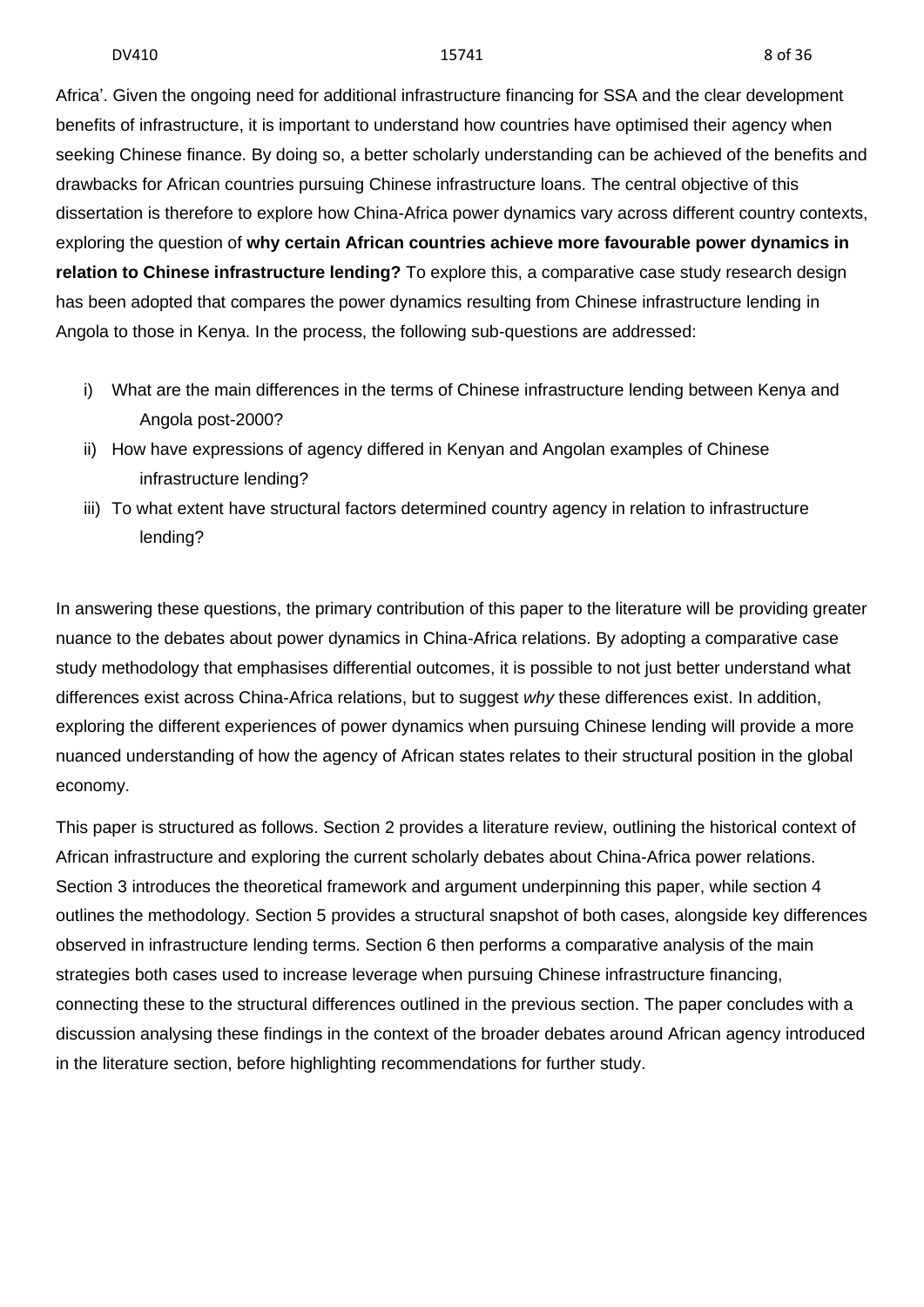Africa'. Given the ongoing need for additional infrastructure financing for SSA and the clear development benefits of infrastructure, it is important to understand how countries have optimised their agency when seeking Chinese finance. By doing so, a better scholarly understanding can be achieved of the benefits and drawbacks for African countries pursuing Chinese infrastructure loans. The central objective of this dissertation is therefore to explore how China-Africa power dynamics vary across different country contexts, exploring the question of **why certain African countries achieve more favourable power dynamics in relation to Chinese infrastructure lending?** To explore this, a comparative case study research design has been adopted that compares the power dynamics resulting from Chinese infrastructure lending in Angola to those in Kenya. In the process, the following sub-questions are addressed:

i) What are the main differences in the terms of Chinese infrastructure lending between Kenya and Angola post-2000?
ii) How have expressions of agency differed in Kenyan and Angolan examples of Chinese infrastructure lending?
iii) To what extent have structural factors determined country agency in relation to infrastructure lending?

In answering these questions, the primary contribution of this paper to the literature will be providing greater nuance to the debates about power dynamics in China-Africa relations. By adopting a comparative case study methodology that emphasises differential outcomes, it is possible to not just better understand what differences exist across China-Africa relations, but to suggest *why* these differences exist. In addition, exploring the different experiences of power dynamics when pursuing Chinese lending will provide a more nuanced understanding of how the agency of African states relates to their structural position in the global economy.

This paper is structured as follows. Section 2 provides a literature review, outlining the historical context of African infrastructure and exploring the current scholarly debates about China-Africa power relations. Section 3 introduces the theoretical framework and argument underpinning this paper, while section 4 outlines the methodology. Section 5 provides a structural snapshot of both cases, alongside key differences observed in infrastructure lending terms. Section 6 then performs a comparative analysis of the main strategies both cases used to increase leverage when pursuing Chinese infrastructure financing, connecting these to the structural differences outlined in the previous section. The paper concludes with a discussion analysing these findings in the context of the broader debates around African agency introduced in the literature section, before highlighting recommendations for further study.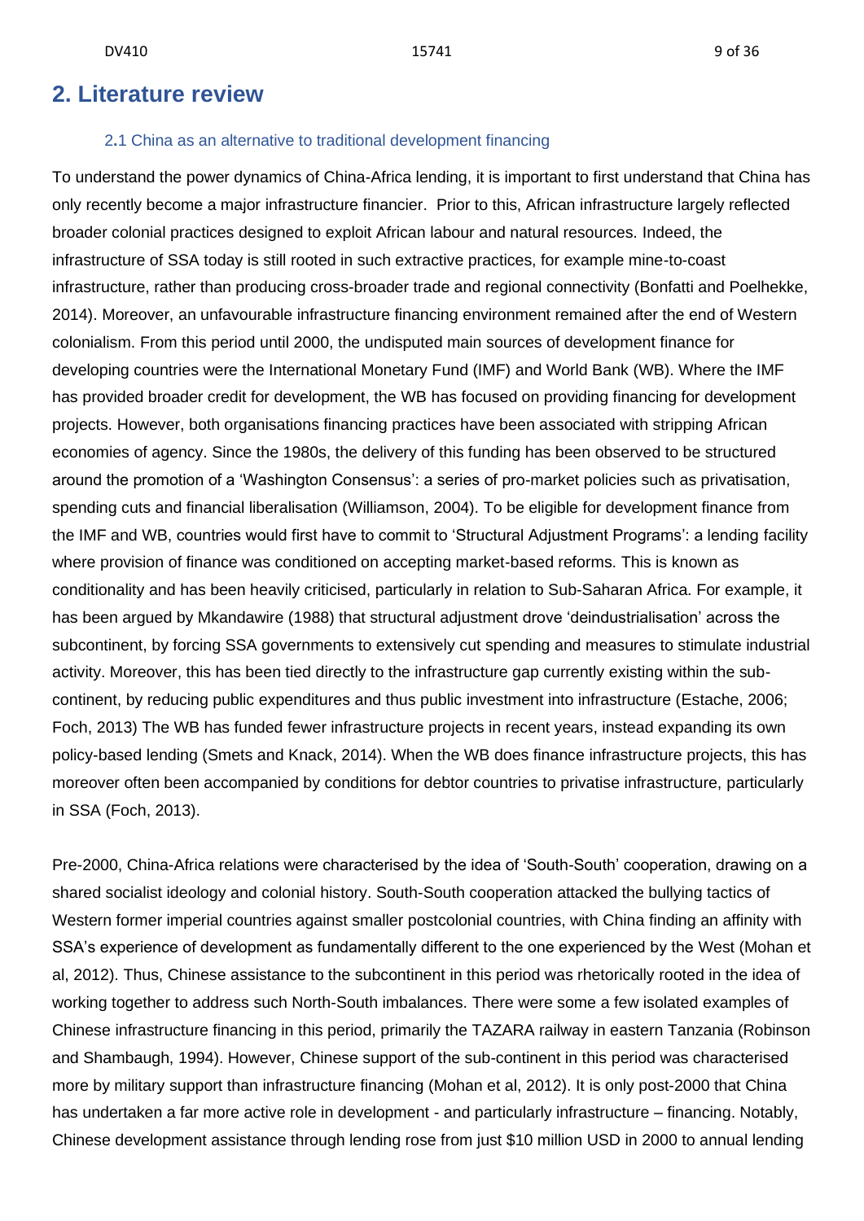## 2. Literature review

### 2.1 China as an alternative to traditional development financing

To understand the power dynamics of China-Africa lending, it is important to first understand that China has only recently become a major infrastructure financier. Prior to this, African infrastructure largely reflected broader colonial practices designed to exploit African labour and natural resources. Indeed, the infrastructure of SSA today is still rooted in such extractive practices, for example mine-to-coast infrastructure, rather than producing cross-broader trade and regional connectivity (Bonfatti and Poelhekke, 2014). Moreover, an unfavourable infrastructure financing environment remained after the end of Western colonialism. From this period until 2000, the undisputed main sources of development finance for developing countries were the International Monetary Fund (IMF) and World Bank (WB). Where the IMF has provided broader credit for development, the WB has focused on providing financing for development projects. However, both organisations financing practices have been associated with stripping African economies of agency. Since the 1980s, the delivery of this funding has been observed to be structured around the promotion of a 'Washington Consensus': a series of pro-market policies such as privatisation, spending cuts and financial liberalisation (Williamson, 2004). To be eligible for development finance from the IMF and WB, countries would first have to commit to 'Structural Adjustment Programs': a lending facility where provision of finance was conditioned on accepting market-based reforms. This is known as conditionality and has been heavily criticised, particularly in relation to Sub-Saharan Africa. For example, it has been argued by Mkandawire (1988) that structural adjustment drove 'deindustrialisation' across the subcontinent, by forcing SSA governments to extensively cut spending and measures to stimulate industrial activity. Moreover, this has been tied directly to the infrastructure gap currently existing within the sub-continent, by reducing public expenditures and thus public investment into infrastructure (Estache, 2006; Foch, 2013) The WB has funded fewer infrastructure projects in recent years, instead expanding its own policy-based lending (Smets and Knack, 2014). When the WB does finance infrastructure projects, this has moreover often been accompanied by conditions for debtor countries to privatise infrastructure, particularly in SSA (Foch, 2013).

Pre-2000, China-Africa relations were characterised by the idea of 'South-South' cooperation, drawing on a shared socialist ideology and colonial history. South-South cooperation attacked the bullying tactics of Western former imperial countries against smaller postcolonial countries, with China finding an affinity with SSA's experience of development as fundamentally different to the one experienced by the West (Mohan et al, 2012). Thus, Chinese assistance to the subcontinent in this period was rhetorically rooted in the idea of working together to address such North-South imbalances. There were some a few isolated examples of Chinese infrastructure financing in this period, primarily the TAZARA railway in eastern Tanzania (Robinson and Shambaugh, 1994). However, Chinese support of the sub-continent in this period was characterised more by military support than infrastructure financing (Mohan et al, 2012). It is only post-2000 that China has undertaken a far more active role in development - and particularly infrastructure – financing. Notably, Chinese development assistance through lending rose from just $10 million USD in 2000 to annual lending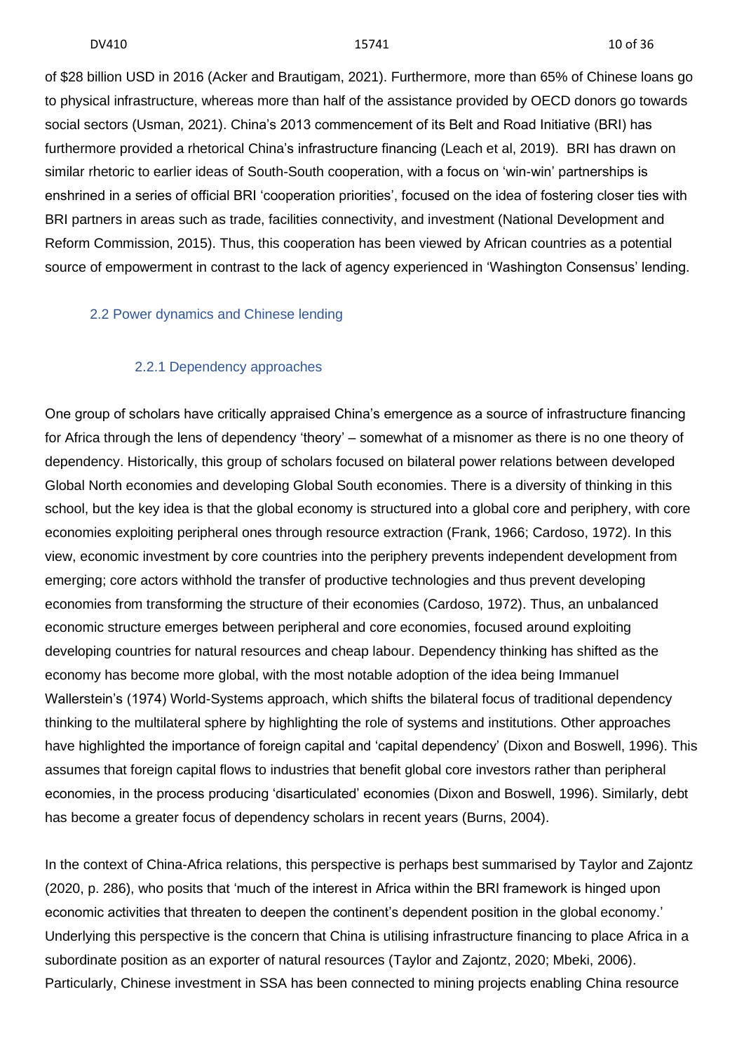of $28 billion USD in 2016 (Acker and Brautigam, 2021). Furthermore, more than 65% of Chinese loans go to physical infrastructure, whereas more than half of the assistance provided by OECD donors go towards social sectors (Usman, 2021). China's 2013 commencement of its Belt and Road Initiative (BRI) has furthermore provided a rhetorical China's infrastructure financing (Leach et al, 2019). BRI has drawn on similar rhetoric to earlier ideas of South-South cooperation, with a focus on 'win-win' partnerships is enshrined in a series of official BRI 'cooperation priorities', focused on the idea of fostering closer ties with BRI partners in areas such as trade, facilities connectivity, and investment (National Development and Reform Commission, 2015). Thus, this cooperation has been viewed by African countries as a potential source of empowerment in contrast to the lack of agency experienced in 'Washington Consensus' lending.

## 2.2 Power dynamics and Chinese lending

### 2.2.1 Dependency approaches

One group of scholars have critically appraised China's emergence as a source of infrastructure financing for Africa through the lens of dependency 'theory' – somewhat of a misnomer as there is no one theory of dependency. Historically, this group of scholars focused on bilateral power relations between developed Global North economies and developing Global South economies. There is a diversity of thinking in this school, but the key idea is that the global economy is structured into a global core and periphery, with core economies exploiting peripheral ones through resource extraction (Frank, 1966; Cardoso, 1972). In this view, economic investment by core countries into the periphery prevents independent development from emerging; core actors withhold the transfer of productive technologies and thus prevent developing economies from transforming the structure of their economies (Cardoso, 1972). Thus, an unbalanced economic structure emerges between peripheral and core economies, focused around exploiting developing countries for natural resources and cheap labour. Dependency thinking has shifted as the economy has become more global, with the most notable adoption of the idea being Immanuel Wallerstein's (1974) World-Systems approach, which shifts the bilateral focus of traditional dependency thinking to the multilateral sphere by highlighting the role of systems and institutions. Other approaches have highlighted the importance of foreign capital and 'capital dependency' (Dixon and Boswell, 1996). This assumes that foreign capital flows to industries that benefit global core investors rather than peripheral economies, in the process producing 'disarticulated' economies (Dixon and Boswell, 1996). Similarly, debt has become a greater focus of dependency scholars in recent years (Burns, 2004).

In the context of China-Africa relations, this perspective is perhaps best summarised by Taylor and Zajontz (2020, p. 286), who posits that 'much of the interest in Africa within the BRI framework is hinged upon economic activities that threaten to deepen the continent's dependent position in the global economy.' Underlying this perspective is the concern that China is utilising infrastructure financing to place Africa in a subordinate position as an exporter of natural resources (Taylor and Zajontz, 2020; Mbeki, 2006). Particularly, Chinese investment in SSA has been connected to mining projects enabling China resource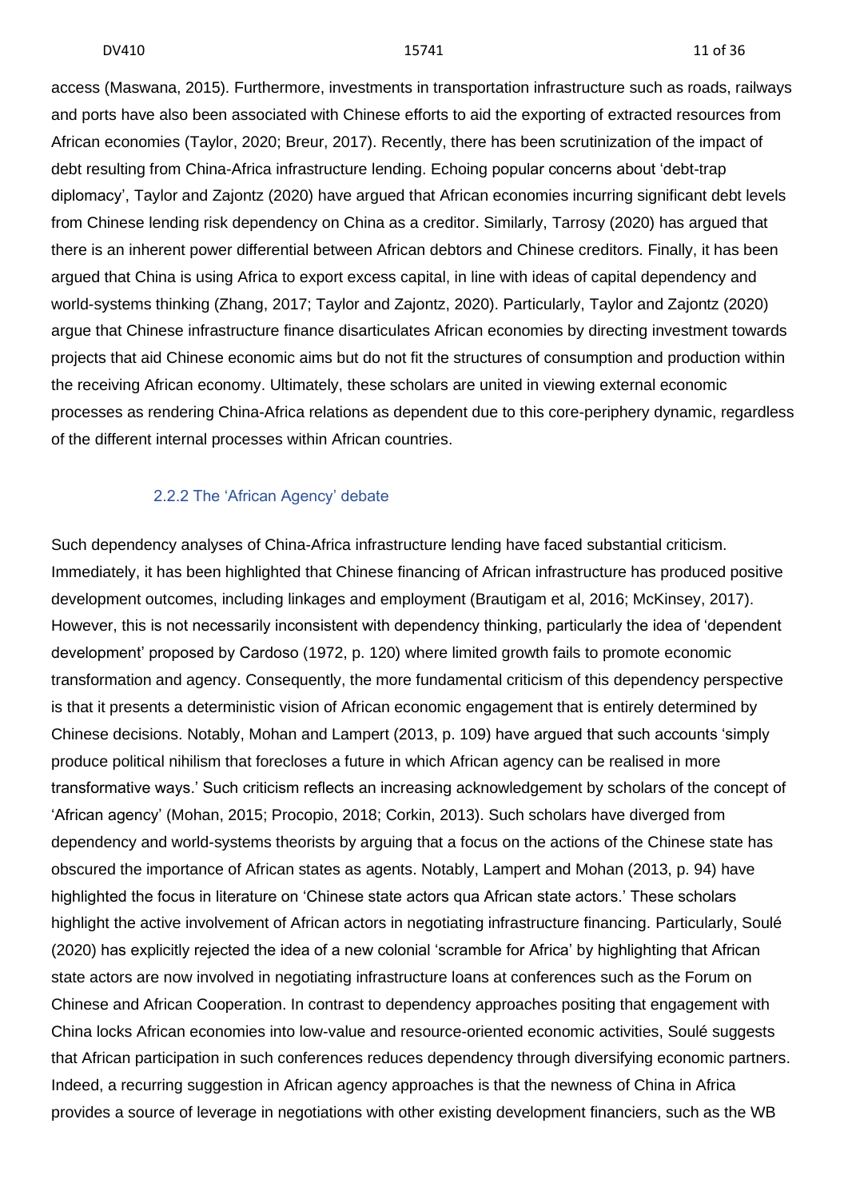access (Maswana, 2015). Furthermore, investments in transportation infrastructure such as roads, railways and ports have also been associated with Chinese efforts to aid the exporting of extracted resources from African economies (Taylor, 2020; Breur, 2017). Recently, there has been scrutinization of the impact of debt resulting from China-Africa infrastructure lending. Echoing popular concerns about 'debt-trap diplomacy', Taylor and Zajontz (2020) have argued that African economies incurring significant debt levels from Chinese lending risk dependency on China as a creditor. Similarly, Tarrosy (2020) has argued that there is an inherent power differential between African debtors and Chinese creditors. Finally, it has been argued that China is using Africa to export excess capital, in line with ideas of capital dependency and world-systems thinking (Zhang, 2017; Taylor and Zajontz, 2020). Particularly, Taylor and Zajontz (2020) argue that Chinese infrastructure finance disarticulates African economies by directing investment towards projects that aid Chinese economic aims but do not fit the structures of consumption and production within the receiving African economy. Ultimately, these scholars are united in viewing external economic processes as rendering China-Africa relations as dependent due to this core-periphery dynamic, regardless of the different internal processes within African countries.

### 2.2.2 The 'African Agency' debate

Such dependency analyses of China-Africa infrastructure lending have faced substantial criticism. Immediately, it has been highlighted that Chinese financing of African infrastructure has produced positive development outcomes, including linkages and employment (Brautigam et al, 2016; McKinsey, 2017). However, this is not necessarily inconsistent with dependency thinking, particularly the idea of 'dependent development' proposed by Cardoso (1972, p. 120) where limited growth fails to promote economic transformation and agency. Consequently, the more fundamental criticism of this dependency perspective is that it presents a deterministic vision of African economic engagement that is entirely determined by Chinese decisions. Notably, Mohan and Lampert (2013, p. 109) have argued that such accounts 'simply produce political nihilism that forecloses a future in which African agency can be realised in more transformative ways.' Such criticism reflects an increasing acknowledgement by scholars of the concept of 'African agency' (Mohan, 2015; Procopio, 2018; Corkin, 2013). Such scholars have diverged from dependency and world-systems theorists by arguing that a focus on the actions of the Chinese state has obscured the importance of African states as agents. Notably, Lampert and Mohan (2013, p. 94) have highlighted the focus in literature on 'Chinese state actors qua African state actors.' These scholars highlight the active involvement of African actors in negotiating infrastructure financing. Particularly, Soulé (2020) has explicitly rejected the idea of a new colonial 'scramble for Africa' by highlighting that African state actors are now involved in negotiating infrastructure loans at conferences such as the Forum on Chinese and African Cooperation. In contrast to dependency approaches positing that engagement with China locks African economies into low-value and resource-oriented economic activities, Soulé suggests that African participation in such conferences reduces dependency through diversifying economic partners. Indeed, a recurring suggestion in African agency approaches is that the newness of China in Africa provides a source of leverage in negotiations with other existing development financiers, such as the WB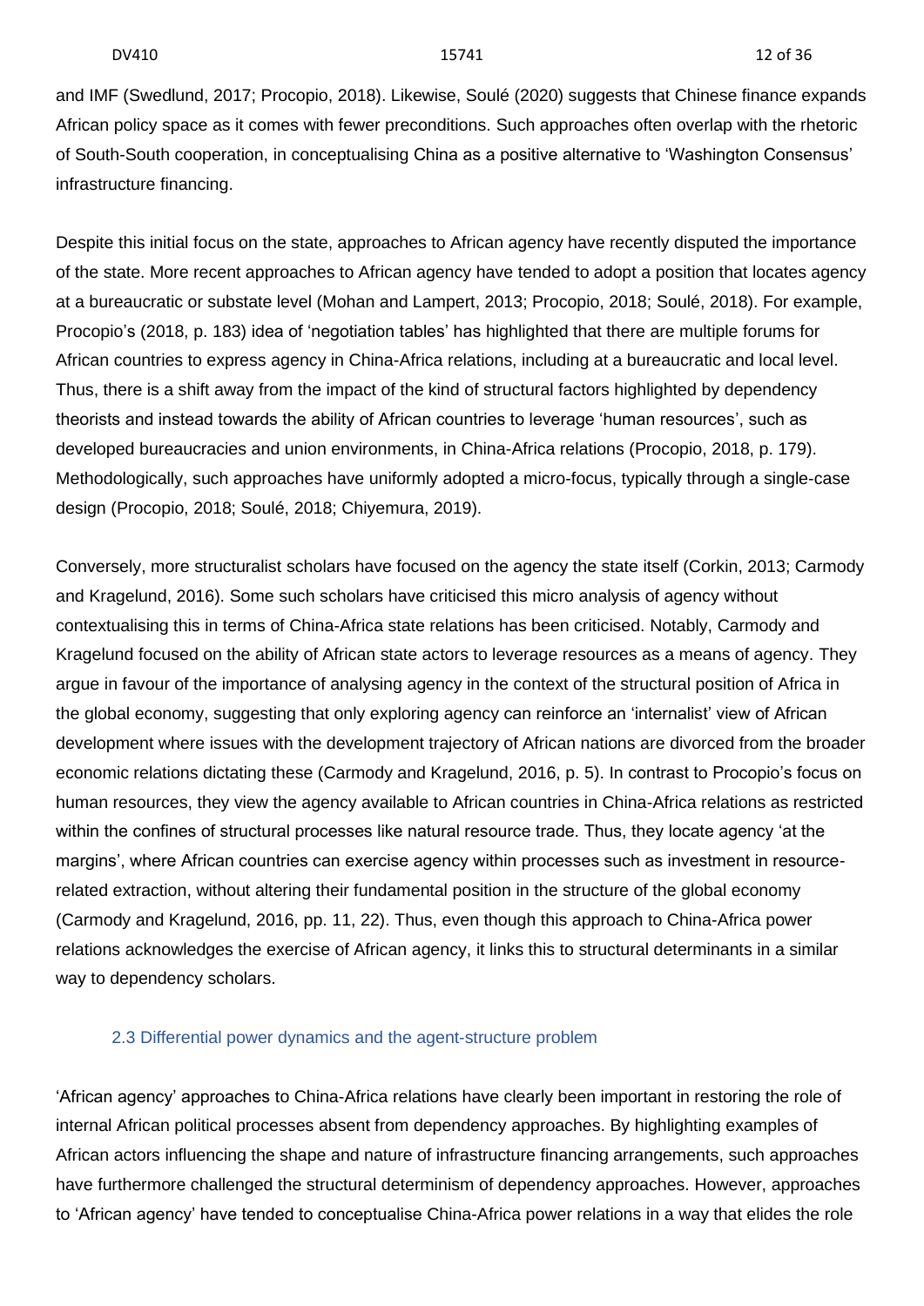and IMF (Swedlund, 2017; Procopio, 2018). Likewise, Soulé (2020) suggests that Chinese finance expands African policy space as it comes with fewer preconditions. Such approaches often overlap with the rhetoric of South-South cooperation, in conceptualising China as a positive alternative to 'Washington Consensus' infrastructure financing.

Despite this initial focus on the state, approaches to African agency have recently disputed the importance of the state. More recent approaches to African agency have tended to adopt a position that locates agency at a bureaucratic or substate level (Mohan and Lampert, 2013; Procopio, 2018; Soulé, 2018). For example, Procopio's (2018, p. 183) idea of 'negotiation tables' has highlighted that there are multiple forums for African countries to express agency in China-Africa relations, including at a bureaucratic and local level. Thus, there is a shift away from the impact of the kind of structural factors highlighted by dependency theorists and instead towards the ability of African countries to leverage 'human resources', such as developed bureaucracies and union environments, in China-Africa relations (Procopio, 2018, p. 179). Methodologically, such approaches have uniformly adopted a micro-focus, typically through a single-case design (Procopio, 2018; Soulé, 2018; Chiyemura, 2019).

Conversely, more structuralist scholars have focused on the agency the state itself (Corkin, 2013; Carmody and Kragelund, 2016). Some such scholars have criticised this micro analysis of agency without contextualising this in terms of China-Africa state relations has been criticised. Notably, Carmody and Kragelund focused on the ability of African state actors to leverage resources as a means of agency. They argue in favour of the importance of analysing agency in the context of the structural position of Africa in the global economy, suggesting that only exploring agency can reinforce an 'internalist' view of African development where issues with the development trajectory of African nations are divorced from the broader economic relations dictating these (Carmody and Kragelund, 2016, p. 5). In contrast to Procopio's focus on human resources, they view the agency available to African countries in China-Africa relations as restricted within the confines of structural processes like natural resource trade. Thus, they locate agency 'at the margins', where African countries can exercise agency within processes such as investment in resource-related extraction, without altering their fundamental position in the structure of the global economy (Carmody and Kragelund, 2016, pp. 11, 22). Thus, even though this approach to China-Africa power relations acknowledges the exercise of African agency, it links this to structural determinants in a similar way to dependency scholars.

### 2.3 Differential power dynamics and the agent-structure problem

'African agency' approaches to China-Africa relations have clearly been important in restoring the role of internal African political processes absent from dependency approaches. By highlighting examples of African actors influencing the shape and nature of infrastructure financing arrangements, such approaches have furthermore challenged the structural determinism of dependency approaches. However, approaches to 'African agency' have tended to conceptualise China-Africa power relations in a way that elides the role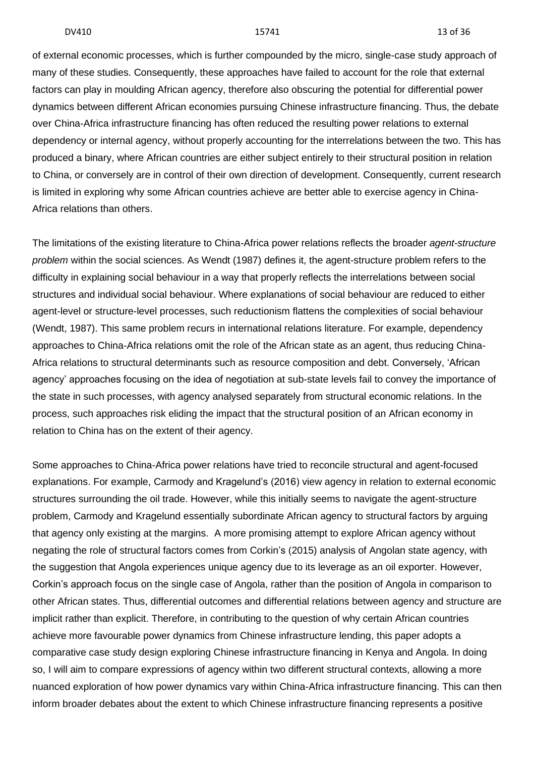of external economic processes, which is further compounded by the micro, single-case study approach of many of these studies. Consequently, these approaches have failed to account for the role that external factors can play in moulding African agency, therefore also obscuring the potential for differential power dynamics between different African economies pursuing Chinese infrastructure financing. Thus, the debate over China-Africa infrastructure financing has often reduced the resulting power relations to external dependency or internal agency, without properly accounting for the interrelations between the two. This has produced a binary, where African countries are either subject entirely to their structural position in relation to China, or conversely are in control of their own direction of development. Consequently, current research is limited in exploring why some African countries achieve are better able to exercise agency in China-Africa relations than others.

The limitations of the existing literature to China-Africa power relations reflects the broader *agent-structure problem* within the social sciences. As Wendt (1987) defines it, the agent-structure problem refers to the difficulty in explaining social behaviour in a way that properly reflects the interrelations between social structures and individual social behaviour. Where explanations of social behaviour are reduced to either agent-level or structure-level processes, such reductionism flattens the complexities of social behaviour (Wendt, 1987). This same problem recurs in international relations literature. For example, dependency approaches to China-Africa relations omit the role of the African state as an agent, thus reducing China-Africa relations to structural determinants such as resource composition and debt. Conversely, 'African agency' approaches focusing on the idea of negotiation at sub-state levels fail to convey the importance of the state in such processes, with agency analysed separately from structural economic relations. In the process, such approaches risk eliding the impact that the structural position of an African economy in relation to China has on the extent of their agency.

Some approaches to China-Africa power relations have tried to reconcile structural and agent-focused explanations. For example, Carmody and Kragelund's (2016) view agency in relation to external economic structures surrounding the oil trade. However, while this initially seems to navigate the agent-structure problem, Carmody and Kragelund essentially subordinate African agency to structural factors by arguing that agency only existing at the margins. A more promising attempt to explore African agency without negating the role of structural factors comes from Corkin's (2015) analysis of Angolan state agency, with the suggestion that Angola experiences unique agency due to its leverage as an oil exporter. However, Corkin's approach focus on the single case of Angola, rather than the position of Angola in comparison to other African states. Thus, differential outcomes and differential relations between agency and structure are implicit rather than explicit. Therefore, in contributing to the question of why certain African countries achieve more favourable power dynamics from Chinese infrastructure lending, this paper adopts a comparative case study design exploring Chinese infrastructure financing in Kenya and Angola. In doing so, I will aim to compare expressions of agency within two different structural contexts, allowing a more nuanced exploration of how power dynamics vary within China-Africa infrastructure financing. This can then inform broader debates about the extent to which Chinese infrastructure financing represents a positive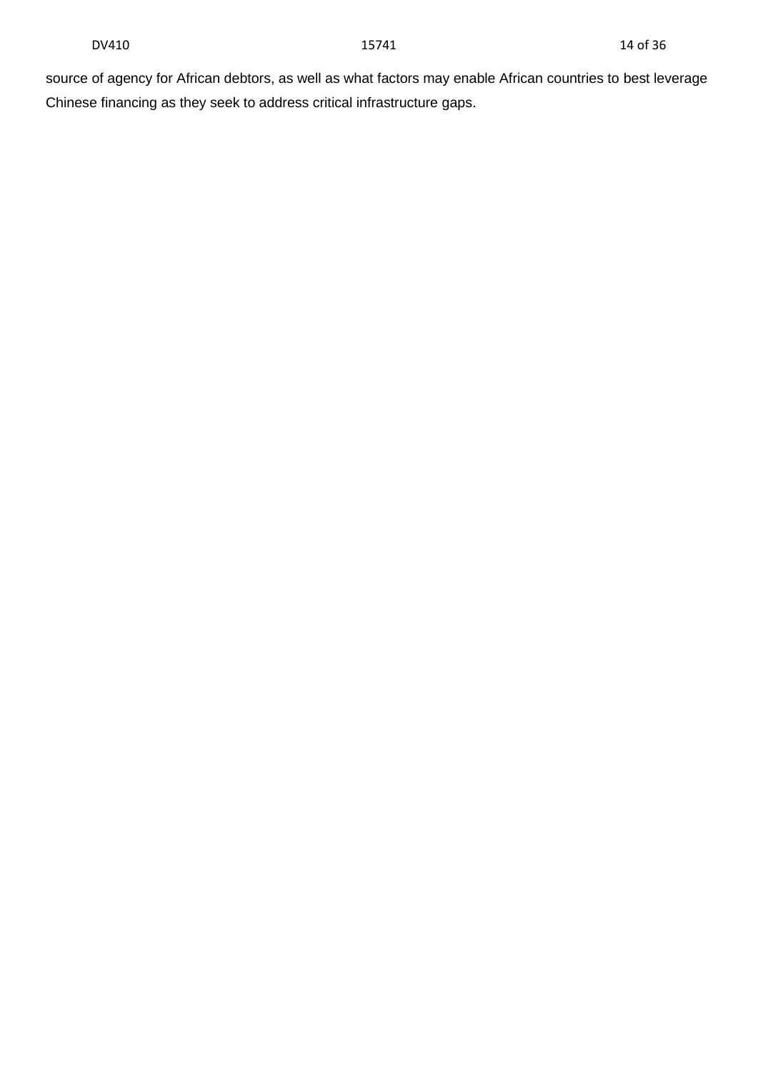source of agency for African debtors, as well as what factors may enable African countries to best leverage Chinese financing as they seek to address critical infrastructure gaps.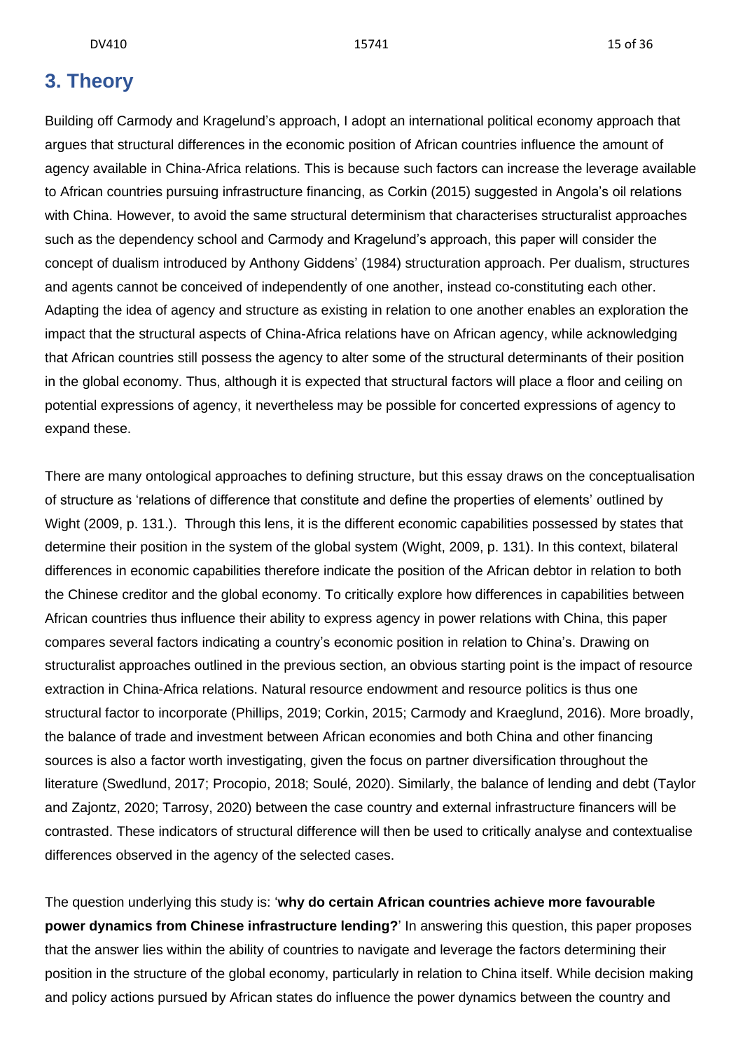# 3. Theory

Building off Carmody and Kragelund's approach, I adopt an international political economy approach that argues that structural differences in the economic position of African countries influence the amount of agency available in China-Africa relations. This is because such factors can increase the leverage available to African countries pursuing infrastructure financing, as Corkin (2015) suggested in Angola's oil relations with China. However, to avoid the same structural determinism that characterises structuralist approaches such as the dependency school and Carmody and Kragelund's approach, this paper will consider the concept of dualism introduced by Anthony Giddens' (1984) structuration approach. Per dualism, structures and agents cannot be conceived of independently of one another, instead co-constituting each other. Adapting the idea of agency and structure as existing in relation to one another enables an exploration the impact that the structural aspects of China-Africa relations have on African agency, while acknowledging that African countries still possess the agency to alter some of the structural determinants of their position in the global economy. Thus, although it is expected that structural factors will place a floor and ceiling on potential expressions of agency, it nevertheless may be possible for concerted expressions of agency to expand these.

There are many ontological approaches to defining structure, but this essay draws on the conceptualisation of structure as 'relations of difference that constitute and define the properties of elements' outlined by Wight (2009, p. 131.). Through this lens, it is the different economic capabilities possessed by states that determine their position in the system of the global system (Wight, 2009, p. 131). In this context, bilateral differences in economic capabilities therefore indicate the position of the African debtor in relation to both the Chinese creditor and the global economy. To critically explore how differences in capabilities between African countries thus influence their ability to express agency in power relations with China, this paper compares several factors indicating a country's economic position in relation to China's. Drawing on structuralist approaches outlined in the previous section, an obvious starting point is the impact of resource extraction in China-Africa relations. Natural resource endowment and resource politics is thus one structural factor to incorporate (Phillips, 2019; Corkin, 2015; Carmody and Kraeglund, 2016). More broadly, the balance of trade and investment between African economies and both China and other financing sources is also a factor worth investigating, given the focus on partner diversification throughout the literature (Swedlund, 2017; Procopio, 2018; Soulé, 2020). Similarly, the balance of lending and debt (Taylor and Zajontz, 2020; Tarrosy, 2020) between the case country and external infrastructure financers will be contrasted. These indicators of structural difference will then be used to critically analyse and contextualise differences observed in the agency of the selected cases.

The question underlying this study is: '**why do certain African countries achieve more favourable power dynamics from Chinese infrastructure lending?**' In answering this question, this paper proposes that the answer lies within the ability of countries to navigate and leverage the factors determining their position in the structure of the global economy, particularly in relation to China itself. While decision making and policy actions pursued by African states do influence the power dynamics between the country and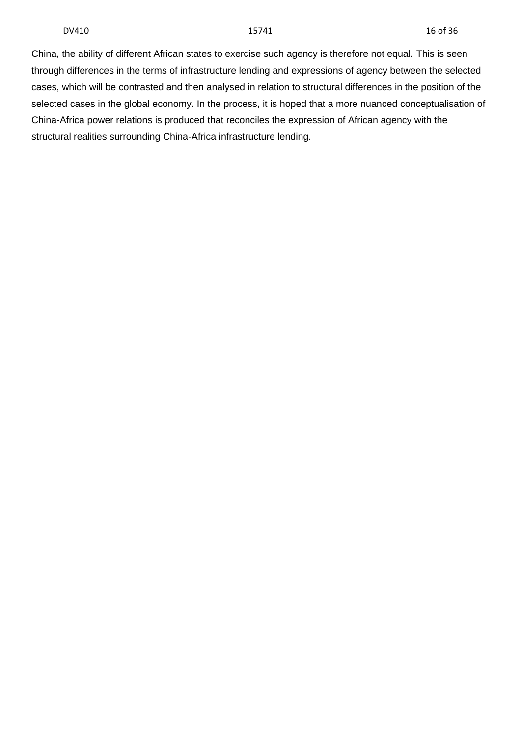China, the ability of different African states to exercise such agency is therefore not equal. This is seen through differences in the terms of infrastructure lending and expressions of agency between the selected cases, which will be contrasted and then analysed in relation to structural differences in the position of the selected cases in the global economy. In the process, it is hoped that a more nuanced conceptualisation of China-Africa power relations is produced that reconciles the expression of African agency with the structural realities surrounding China-Africa infrastructure lending.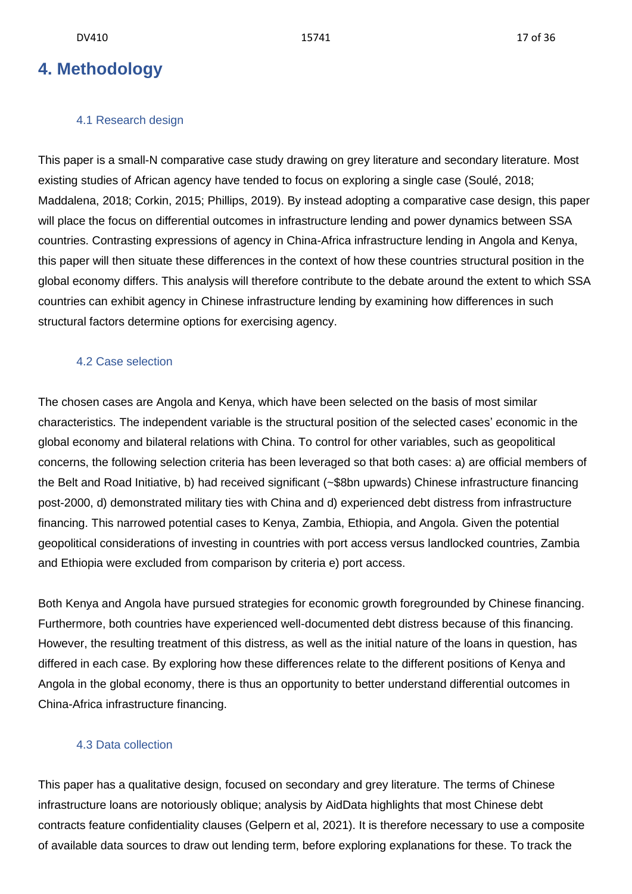# 4. Methodology

## 4.1 Research design

This paper is a small-N comparative case study drawing on grey literature and secondary literature. Most existing studies of African agency have tended to focus on exploring a single case (Soulé, 2018; Maddalena, 2018; Corkin, 2015; Phillips, 2019). By instead adopting a comparative case design, this paper will place the focus on differential outcomes in infrastructure lending and power dynamics between SSA countries. Contrasting expressions of agency in China-Africa infrastructure lending in Angola and Kenya, this paper will then situate these differences in the context of how these countries structural position in the global economy differs. This analysis will therefore contribute to the debate around the extent to which SSA countries can exhibit agency in Chinese infrastructure lending by examining how differences in such structural factors determine options for exercising agency.

## 4.2 Case selection

The chosen cases are Angola and Kenya, which have been selected on the basis of most similar characteristics. The independent variable is the structural position of the selected cases' economic in the global economy and bilateral relations with China. To control for other variables, such as geopolitical concerns, the following selection criteria has been leveraged so that both cases: a) are official members of the Belt and Road Initiative, b) had received significant (~$8bn upwards) Chinese infrastructure financing post-2000, d) demonstrated military ties with China and d) experienced debt distress from infrastructure financing. This narrowed potential cases to Kenya, Zambia, Ethiopia, and Angola. Given the potential geopolitical considerations of investing in countries with port access versus landlocked countries, Zambia and Ethiopia were excluded from comparison by criteria e) port access.

Both Kenya and Angola have pursued strategies for economic growth foregrounded by Chinese financing. Furthermore, both countries have experienced well-documented debt distress because of this financing. However, the resulting treatment of this distress, as well as the initial nature of the loans in question, has differed in each case. By exploring how these differences relate to the different positions of Kenya and Angola in the global economy, there is thus an opportunity to better understand differential outcomes in China-Africa infrastructure financing.

## 4.3 Data collection

This paper has a qualitative design, focused on secondary and grey literature. The terms of Chinese infrastructure loans are notoriously oblique; analysis by AidData highlights that most Chinese debt contracts feature confidentiality clauses (Gelpern et al, 2021). It is therefore necessary to use a composite of available data sources to draw out lending term, before exploring explanations for these. To track the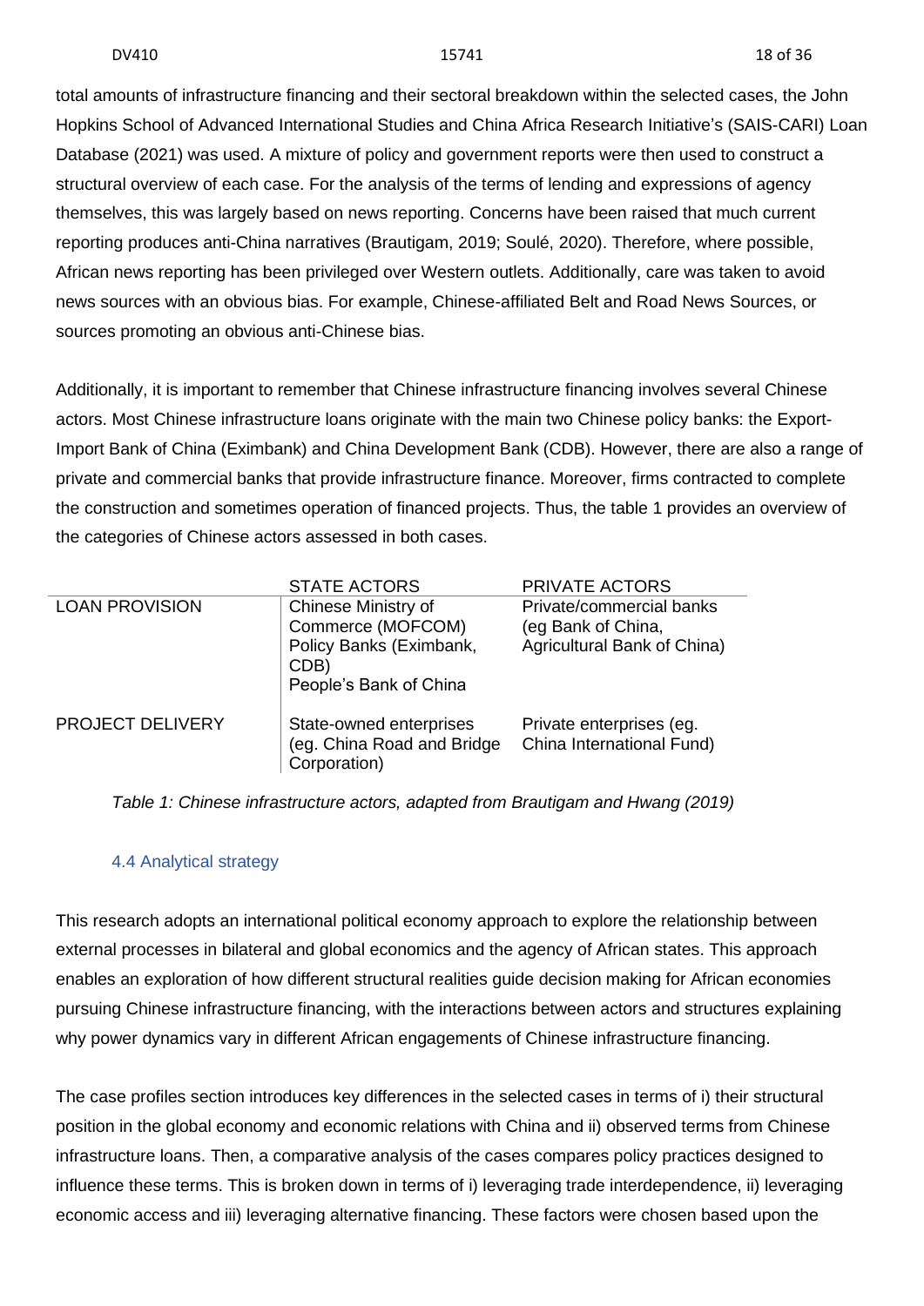total amounts of infrastructure financing and their sectoral breakdown within the selected cases, the John Hopkins School of Advanced International Studies and China Africa Research Initiative's (SAIS-CARI) Loan Database (2021) was used. A mixture of policy and government reports were then used to construct a structural overview of each case. For the analysis of the terms of lending and expressions of agency themselves, this was largely based on news reporting. Concerns have been raised that much current reporting produces anti-China narratives (Brautigam, 2019; Soulé, 2020). Therefore, where possible, African news reporting has been privileged over Western outlets. Additionally, care was taken to avoid news sources with an obvious bias. For example, Chinese-affiliated Belt and Road News Sources, or sources promoting an obvious anti-Chinese bias.

Additionally, it is important to remember that Chinese infrastructure financing involves several Chinese actors. Most Chinese infrastructure loans originate with the main two Chinese policy banks: the Export-Import Bank of China (Eximbank) and China Development Bank (CDB). However, there are also a range of private and commercial banks that provide infrastructure finance. Moreover, firms contracted to complete the construction and sometimes operation of financed projects. Thus, the table 1 provides an overview of the categories of Chinese actors assessed in both cases.

| | STATE ACTORS | PRIVATE ACTORS |
|---|---|---|
| LOAN PROVISION | Chinese Ministry of Commerce (MOFCOM)<br>Policy Banks (Eximbank, CDB)<br>People's Bank of China | Private/commercial banks (eg Bank of China, Agricultural Bank of China) |
| PROJECT DELIVERY | State-owned enterprises (eg. China Road and Bridge Corporation) | Private enterprises (eg. China International Fund) |

*Table 1: Chinese infrastructure actors, adapted from Brautigam and Hwang (2019)*

### 4.4 Analytical strategy

This research adopts an international political economy approach to explore the relationship between external processes in bilateral and global economics and the agency of African states. This approach enables an exploration of how different structural realities guide decision making for African economies pursuing Chinese infrastructure financing, with the interactions between actors and structures explaining why power dynamics vary in different African engagements of Chinese infrastructure financing.

The case profiles section introduces key differences in the selected cases in terms of i) their structural position in the global economy and economic relations with China and ii) observed terms from Chinese infrastructure loans. Then, a comparative analysis of the cases compares policy practices designed to influence these terms. This is broken down in terms of i) leveraging trade interdependence, ii) leveraging economic access and iii) leveraging alternative financing. These factors were chosen based upon the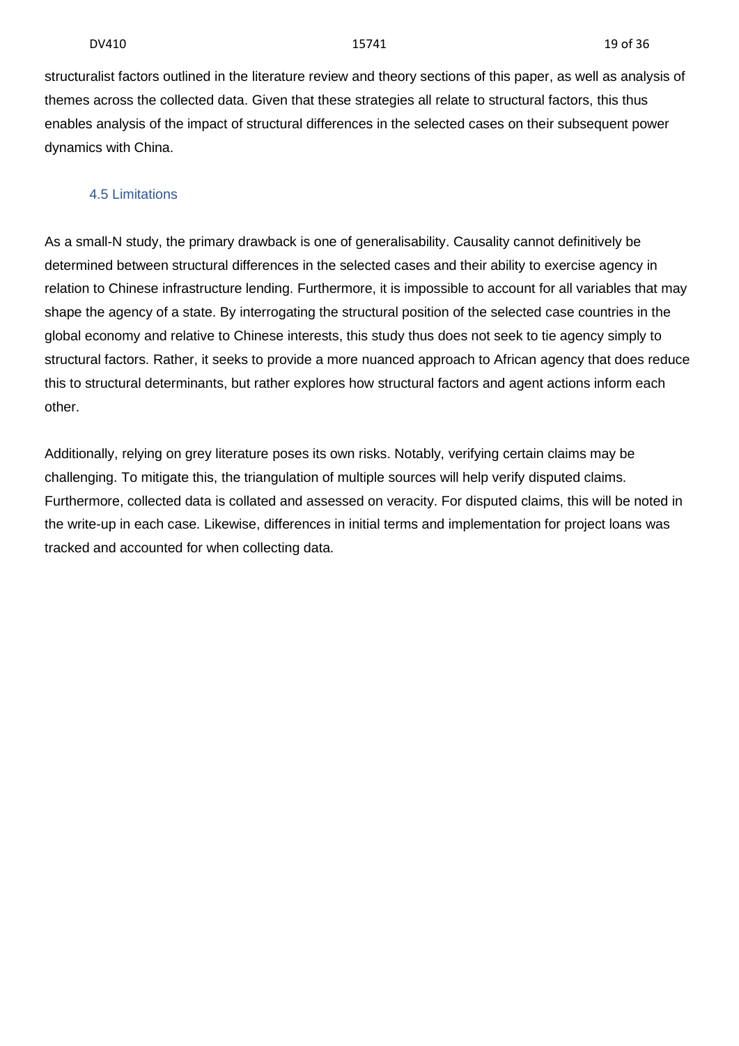structuralist factors outlined in the literature review and theory sections of this paper, as well as analysis of themes across the collected data. Given that these strategies all relate to structural factors, this thus enables analysis of the impact of structural differences in the selected cases on their subsequent power dynamics with China.

### 4.5 Limitations

As a small-N study, the primary drawback is one of generalisability. Causality cannot definitively be determined between structural differences in the selected cases and their ability to exercise agency in relation to Chinese infrastructure lending. Furthermore, it is impossible to account for all variables that may shape the agency of a state. By interrogating the structural position of the selected case countries in the global economy and relative to Chinese interests, this study thus does not seek to tie agency simply to structural factors. Rather, it seeks to provide a more nuanced approach to African agency that does reduce this to structural determinants, but rather explores how structural factors and agent actions inform each other.

Additionally, relying on grey literature poses its own risks. Notably, verifying certain claims may be challenging. To mitigate this, the triangulation of multiple sources will help verify disputed claims. Furthermore, collected data is collated and assessed on veracity. For disputed claims, this will be noted in the write-up in each case. Likewise, differences in initial terms and implementation for project loans was tracked and accounted for when collecting data.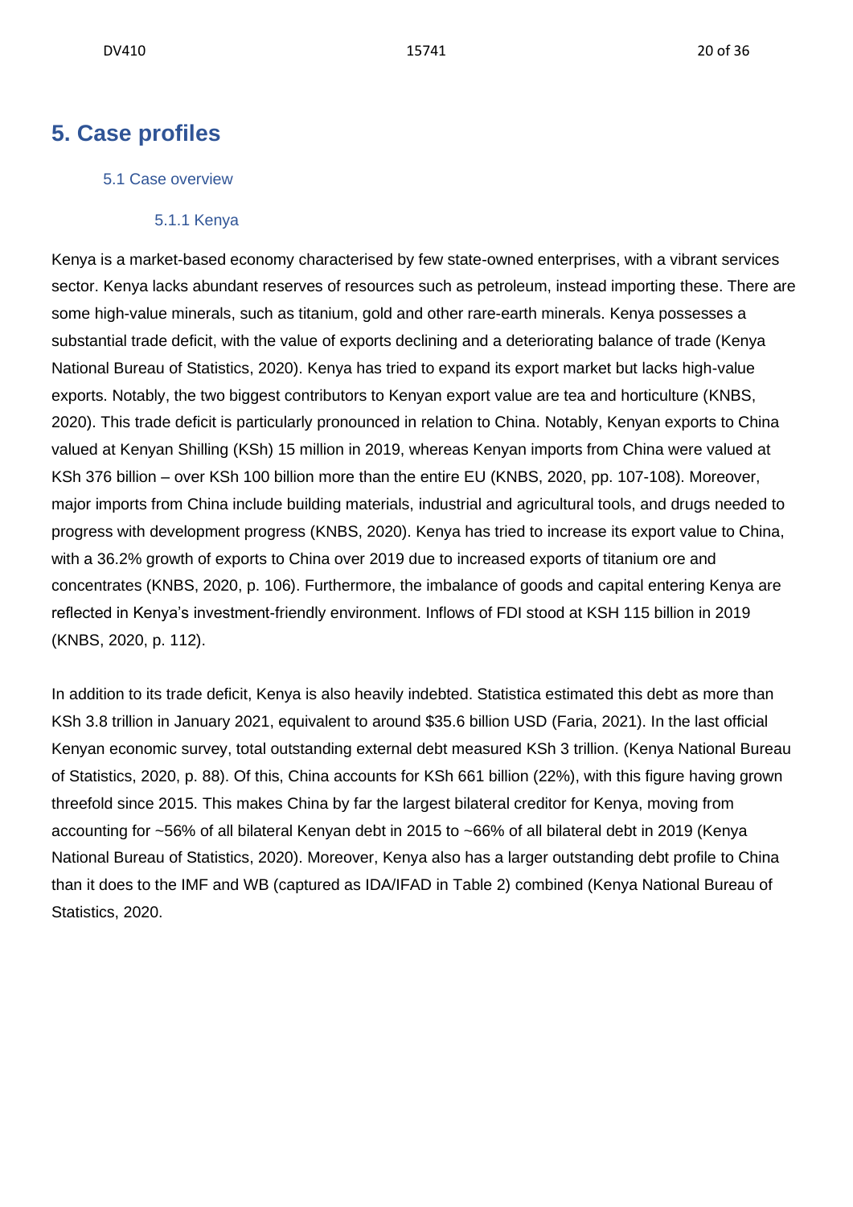# 5. Case profiles

## 5.1 Case overview

### 5.1.1 Kenya

Kenya is a market-based economy characterised by few state-owned enterprises, with a vibrant services sector. Kenya lacks abundant reserves of resources such as petroleum, instead importing these. There are some high-value minerals, such as titanium, gold and other rare-earth minerals. Kenya possesses a substantial trade deficit, with the value of exports declining and a deteriorating balance of trade (Kenya National Bureau of Statistics, 2020). Kenya has tried to expand its export market but lacks high-value exports. Notably, the two biggest contributors to Kenyan export value are tea and horticulture (KNBS, 2020). This trade deficit is particularly pronounced in relation to China. Notably, Kenyan exports to China valued at Kenyan Shilling (KSh) 15 million in 2019, whereas Kenyan imports from China were valued at KSh 376 billion – over KSh 100 billion more than the entire EU (KNBS, 2020, pp. 107-108). Moreover, major imports from China include building materials, industrial and agricultural tools, and drugs needed to progress with development progress (KNBS, 2020). Kenya has tried to increase its export value to China, with a 36.2% growth of exports to China over 2019 due to increased exports of titanium ore and concentrates (KNBS, 2020, p. 106). Furthermore, the imbalance of goods and capital entering Kenya are reflected in Kenya's investment-friendly environment. Inflows of FDI stood at KSH 115 billion in 2019 (KNBS, 2020, p. 112).

In addition to its trade deficit, Kenya is also heavily indebted. Statistica estimated this debt as more than KSh 3.8 trillion in January 2021, equivalent to around $35.6 billion USD (Faria, 2021). In the last official Kenyan economic survey, total outstanding external debt measured KSh 3 trillion. (Kenya National Bureau of Statistics, 2020, p. 88). Of this, China accounts for KSh 661 billion (22%), with this figure having grown threefold since 2015. This makes China by far the largest bilateral creditor for Kenya, moving from accounting for ~56% of all bilateral Kenyan debt in 2015 to ~66% of all bilateral debt in 2019 (Kenya National Bureau of Statistics, 2020). Moreover, Kenya also has a larger outstanding debt profile to China than it does to the IMF and WB (captured as IDA/IFAD in Table 2) combined (Kenya National Bureau of Statistics, 2020.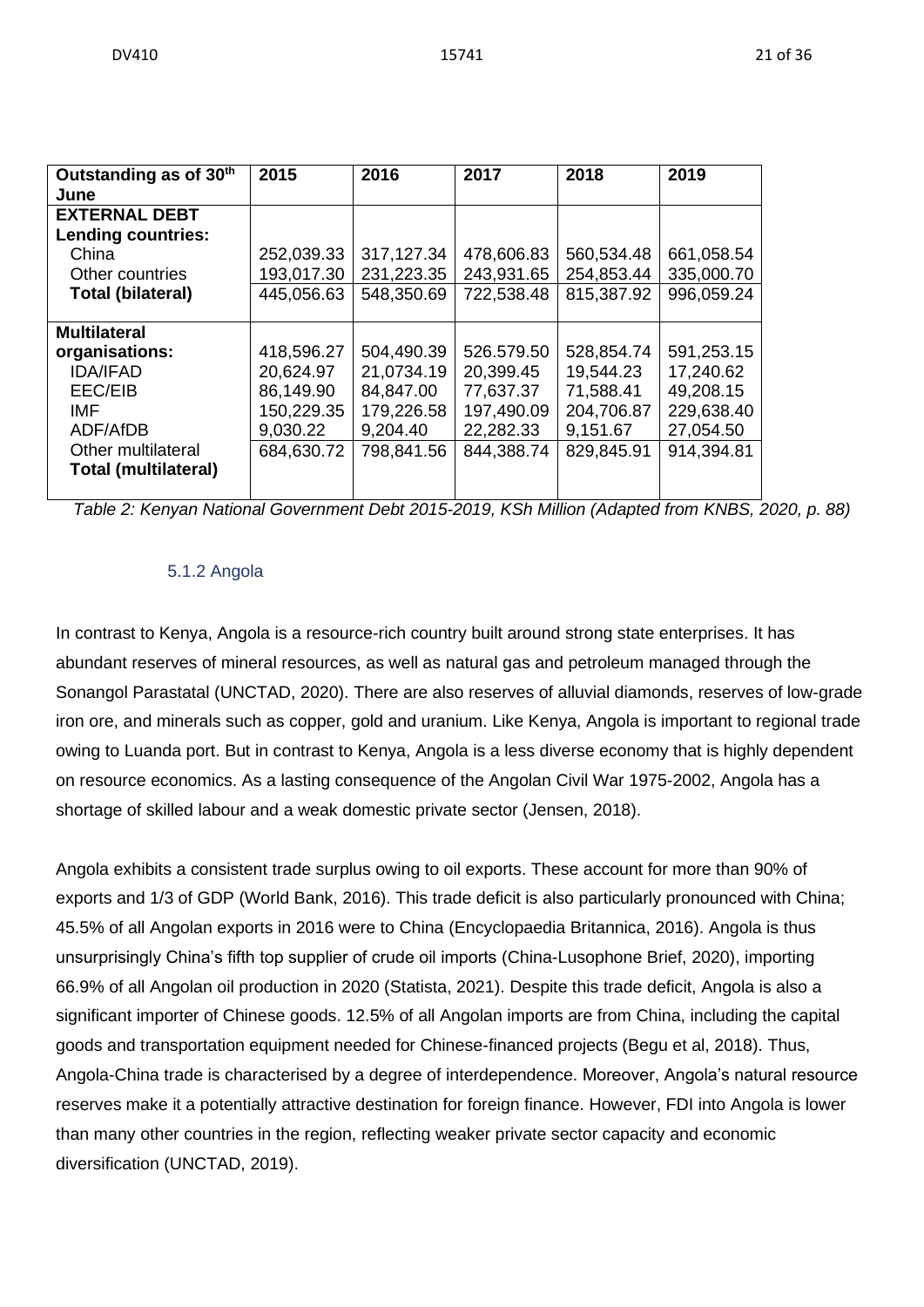| Outstanding as of 30th June | 2015 | 2016 | 2017 | 2018 | 2019 |
|---|---|---|---|---|---|
| **EXTERNAL DEBT** | | | | | |
| **Lending countries:** | | | | | |
| China | 252,039.33 | 317,127.34 | 478,606.83 | 560,534.48 | 661,058.54 |
| Other countries | 193,017.30 | 231,223.35 | 243,931.65 | 254,853.44 | 335,000.70 |
| **Total (bilateral)** | 445,056.63 | 548,350.69 | 722,538.48 | 815,387.92 | 996,059.24 |
| | | | | | |
| **Multilateral organisations:** | 418,596.27 | 504,490.39 | 526.579.50 | 528,854.74 | 591,253.15 |
| IDA/IFAD | 20,624.97 | 21,0734.19 | 20,399.45 | 19,544.23 | 17,240.62 |
| EEC/EIB | 86,149.90 | 84,847.00 | 77,637.37 | 71,588.41 | 49,208.15 |
| IMF | 150,229.35 | 179,226.58 | 197,490.09 | 204,706.87 | 229,638.40 |
| ADF/AfDB | 9,030.22 | 9,204.40 | 22,282.33 | 9,151.67 | 27,054.50 |
| Other multilateral | 684,630.72 | 798,841.56 | 844,388.74 | 829,845.91 | 914,394.81 |
| **Total (multilateral)** | | | | | |

*Table 2: Kenyan National Government Debt 2015-2019, KSh Million (Adapted from KNBS, 2020, p. 88)*

### 5.1.2 Angola

In contrast to Kenya, Angola is a resource-rich country built around strong state enterprises. It has abundant reserves of mineral resources, as well as natural gas and petroleum managed through the Sonangol Parastatal (UNCTAD, 2020). There are also reserves of alluvial diamonds, reserves of low-grade iron ore, and minerals such as copper, gold and uranium. Like Kenya, Angola is important to regional trade owing to Luanda port. But in contrast to Kenya, Angola is a less diverse economy that is highly dependent on resource economics. As a lasting consequence of the Angolan Civil War 1975-2002, Angola has a shortage of skilled labour and a weak domestic private sector (Jensen, 2018).

Angola exhibits a consistent trade surplus owing to oil exports. These account for more than 90% of exports and 1/3 of GDP (World Bank, 2016). This trade deficit is also particularly pronounced with China; 45.5% of all Angolan exports in 2016 were to China (Encyclopaedia Britannica, 2016). Angola is thus unsurprisingly China's fifth top supplier of crude oil imports (China-Lusophone Brief, 2020), importing 66.9% of all Angolan oil production in 2020 (Statista, 2021). Despite this trade deficit, Angola is also a significant importer of Chinese goods. 12.5% of all Angolan imports are from China, including the capital goods and transportation equipment needed for Chinese-financed projects (Begu et al, 2018). Thus, Angola-China trade is characterised by a degree of interdependence. Moreover, Angola's natural resource reserves make it a potentially attractive destination for foreign finance. However, FDI into Angola is lower than many other countries in the region, reflecting weaker private sector capacity and economic diversification (UNCTAD, 2019).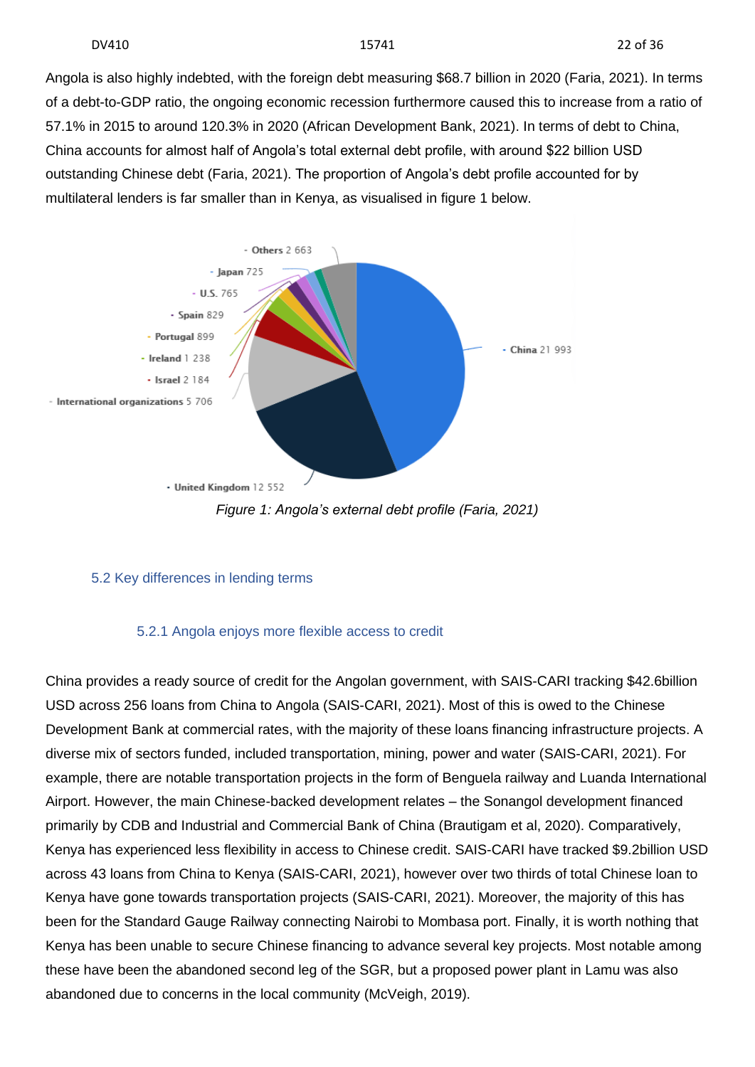Angola is also highly indebted, with the foreign debt measuring $68.7 billion in 2020 (Faria, 2021). In terms of a debt-to-GDP ratio, the ongoing economic recession furthermore caused this to increase from a ratio of 57.1% in 2015 to around 120.3% in 2020 (African Development Bank, 2021). In terms of debt to China, China accounts for almost half of Angola's total external debt profile, with around $22 billion USD outstanding Chinese debt (Faria, 2021). The proportion of Angola's debt profile accounted for by multilateral lenders is far smaller than in Kenya, as visualised in figure 1 below.

- Others 2 663
- Japan 725
- U.S. 765
- Spain 829
- Portugal 899
- Ireland 1 238
- Israel 2 184
- International organizations 5 706
- United Kingdom 12 552
- China 21 993

*Figure 1: Angola's external debt profile (Faria, 2021)*

## 5.2 Key differences in lending terms

### 5.2.1 Angola enjoys more flexible access to credit

China provides a ready source of credit for the Angolan government, with SAIS-CARI tracking $42.6billion USD across 256 loans from China to Angola (SAIS-CARI, 2021). Most of this is owed to the Chinese Development Bank at commercial rates, with the majority of these loans financing infrastructure projects. A diverse mix of sectors funded, included transportation, mining, power and water (SAIS-CARI, 2021). For example, there are notable transportation projects in the form of Benguela railway and Luanda International Airport. However, the main Chinese-backed development relates – the Sonangol development financed primarily by CDB and Industrial and Commercial Bank of China (Brautigam et al, 2020). Comparatively, Kenya has experienced less flexibility in access to Chinese credit. SAIS-CARI have tracked $9.2billion USD across 43 loans from China to Kenya (SAIS-CARI, 2021), however over two thirds of total Chinese loan to Kenya have gone towards transportation projects (SAIS-CARI, 2021). Moreover, the majority of this has been for the Standard Gauge Railway connecting Nairobi to Mombasa port. Finally, it is worth nothing that Kenya has been unable to secure Chinese financing to advance several key projects. Most notable among these have been the abandoned second leg of the SGR, but a proposed power plant in Lamu was also abandoned due to concerns in the local community (McVeigh, 2019).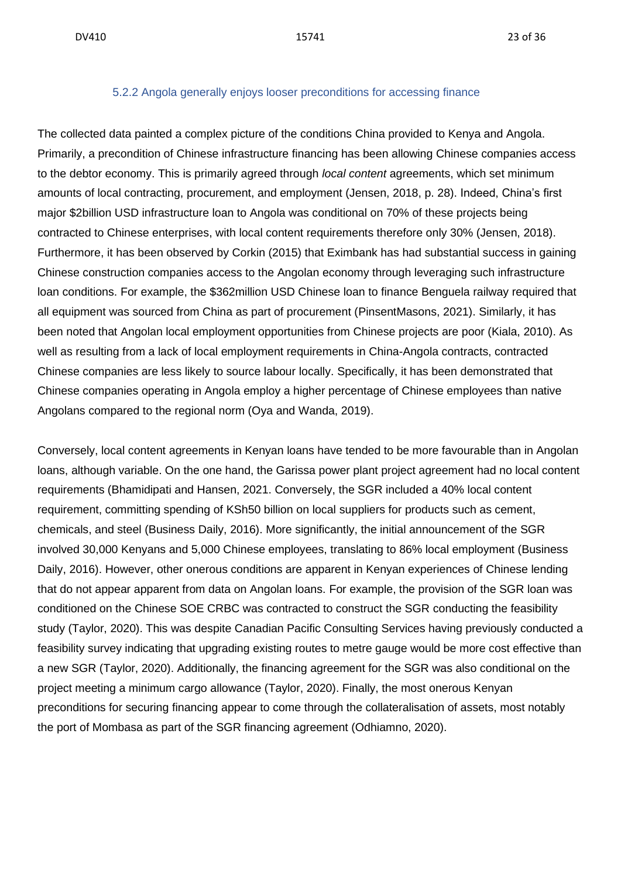#### 5.2.2 Angola generally enjoys looser preconditions for accessing finance

The collected data painted a complex picture of the conditions China provided to Kenya and Angola. Primarily, a precondition of Chinese infrastructure financing has been allowing Chinese companies access to the debtor economy. This is primarily agreed through *local content* agreements, which set minimum amounts of local contracting, procurement, and employment (Jensen, 2018, p. 28). Indeed, China's first major $2billion USD infrastructure loan to Angola was conditional on 70% of these projects being contracted to Chinese enterprises, with local content requirements therefore only 30% (Jensen, 2018). Furthermore, it has been observed by Corkin (2015) that Eximbank has had substantial success in gaining Chinese construction companies access to the Angolan economy through leveraging such infrastructure loan conditions. For example, the $362million USD Chinese loan to finance Benguela railway required that all equipment was sourced from China as part of procurement (PinsentMasons, 2021). Similarly, it has been noted that Angolan local employment opportunities from Chinese projects are poor (Kiala, 2010). As well as resulting from a lack of local employment requirements in China-Angola contracts, contracted Chinese companies are less likely to source labour locally. Specifically, it has been demonstrated that Chinese companies operating in Angola employ a higher percentage of Chinese employees than native Angolans compared to the regional norm (Oya and Wanda, 2019).

Conversely, local content agreements in Kenyan loans have tended to be more favourable than in Angolan loans, although variable. On the one hand, the Garissa power plant project agreement had no local content requirements (Bhamidipati and Hansen, 2021. Conversely, the SGR included a 40% local content requirement, committing spending of KSh50 billion on local suppliers for products such as cement, chemicals, and steel (Business Daily, 2016). More significantly, the initial announcement of the SGR involved 30,000 Kenyans and 5,000 Chinese employees, translating to 86% local employment (Business Daily, 2016). However, other onerous conditions are apparent in Kenyan experiences of Chinese lending that do not appear apparent from data on Angolan loans. For example, the provision of the SGR loan was conditioned on the Chinese SOE CRBC was contracted to construct the SGR conducting the feasibility study (Taylor, 2020). This was despite Canadian Pacific Consulting Services having previously conducted a feasibility survey indicating that upgrading existing routes to metre gauge would be more cost effective than a new SGR (Taylor, 2020). Additionally, the financing agreement for the SGR was also conditional on the project meeting a minimum cargo allowance (Taylor, 2020). Finally, the most onerous Kenyan preconditions for securing financing appear to come through the collateralisation of assets, most notably the port of Mombasa as part of the SGR financing agreement (Odhiamno, 2020).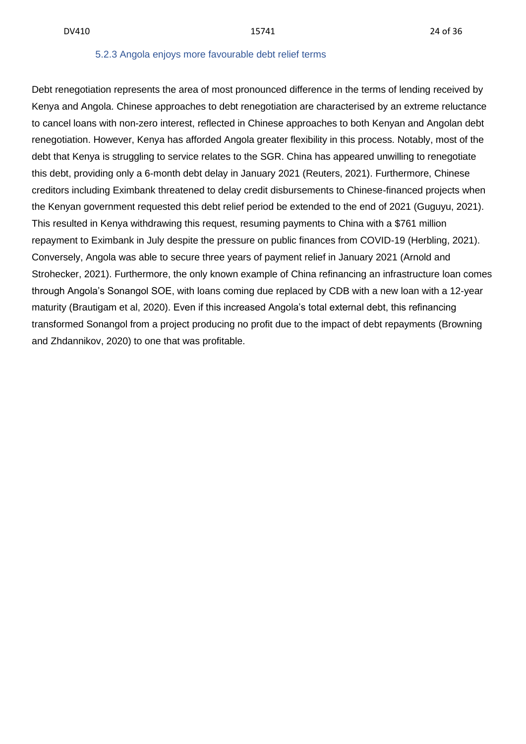#### 5.2.3 Angola enjoys more favourable debt relief terms

Debt renegotiation represents the area of most pronounced difference in the terms of lending received by Kenya and Angola. Chinese approaches to debt renegotiation are characterised by an extreme reluctance to cancel loans with non-zero interest, reflected in Chinese approaches to both Kenyan and Angolan debt renegotiation. However, Kenya has afforded Angola greater flexibility in this process. Notably, most of the debt that Kenya is struggling to service relates to the SGR. China has appeared unwilling to renegotiate this debt, providing only a 6-month debt delay in January 2021 (Reuters, 2021). Furthermore, Chinese creditors including Eximbank threatened to delay credit disbursements to Chinese-financed projects when the Kenyan government requested this debt relief period be extended to the end of 2021 (Guguyu, 2021). This resulted in Kenya withdrawing this request, resuming payments to China with a $761 million repayment to Eximbank in July despite the pressure on public finances from COVID-19 (Herbling, 2021). Conversely, Angola was able to secure three years of payment relief in January 2021 (Arnold and Strohecker, 2021). Furthermore, the only known example of China refinancing an infrastructure loan comes through Angola's Sonangol SOE, with loans coming due replaced by CDB with a new loan with a 12-year maturity (Brautigam et al, 2020). Even if this increased Angola's total external debt, this refinancing transformed Sonangol from a project producing no profit due to the impact of debt repayments (Browning and Zhdannikov, 2020) to one that was profitable.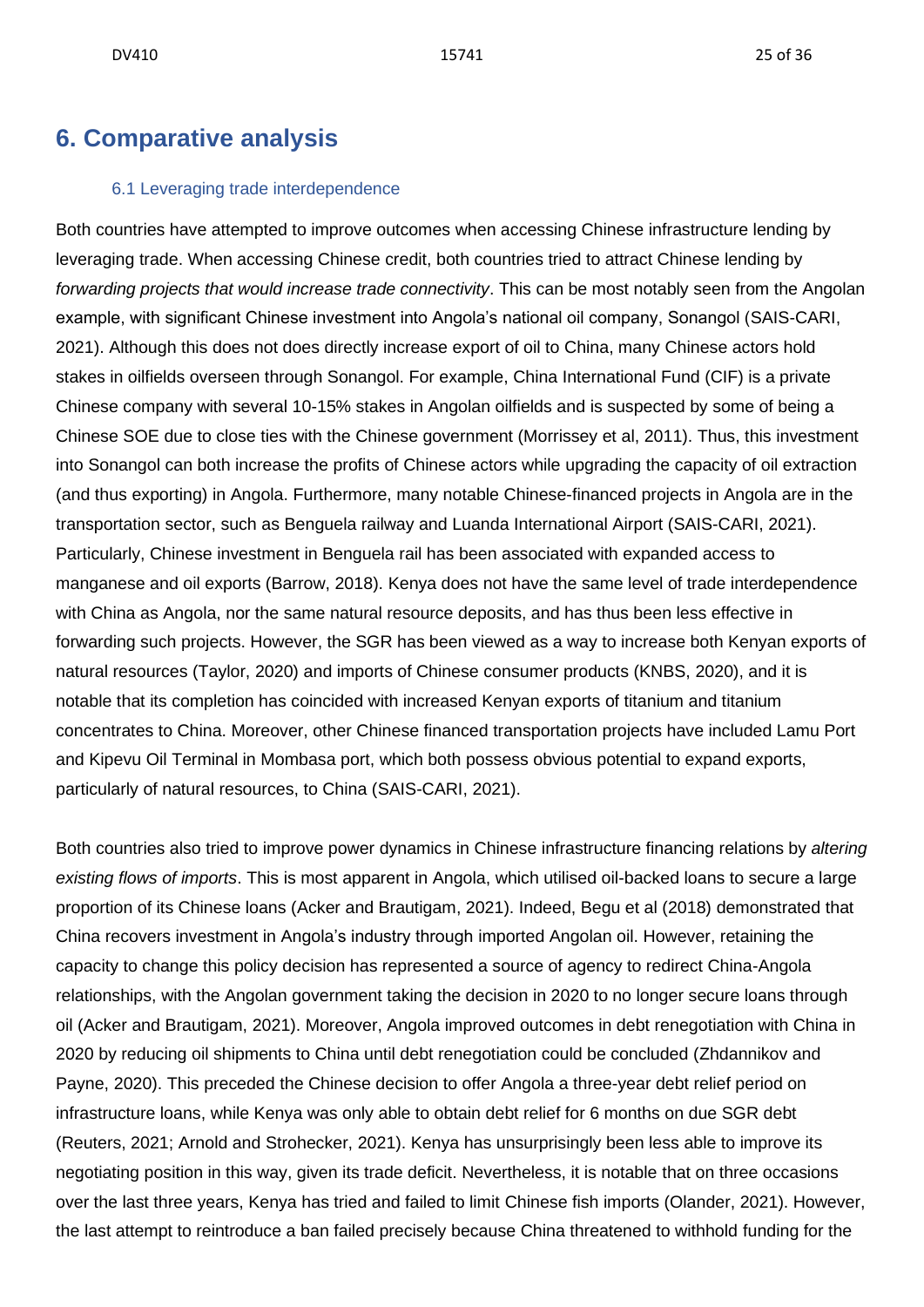# 6. Comparative analysis

## 6.1 Leveraging trade interdependence

Both countries have attempted to improve outcomes when accessing Chinese infrastructure lending by leveraging trade. When accessing Chinese credit, both countries tried to attract Chinese lending by *forwarding projects that would increase trade connectivity*. This can be most notably seen from the Angolan example, with significant Chinese investment into Angola's national oil company, Sonangol (SAIS-CARI, 2021). Although this does not does directly increase export of oil to China, many Chinese actors hold stakes in oilfields overseen through Sonangol. For example, China International Fund (CIF) is a private Chinese company with several 10-15% stakes in Angolan oilfields and is suspected by some of being a Chinese SOE due to close ties with the Chinese government (Morrissey et al, 2011). Thus, this investment into Sonangol can both increase the profits of Chinese actors while upgrading the capacity of oil extraction (and thus exporting) in Angola. Furthermore, many notable Chinese-financed projects in Angola are in the transportation sector, such as Benguela railway and Luanda International Airport (SAIS-CARI, 2021). Particularly, Chinese investment in Benguela rail has been associated with expanded access to manganese and oil exports (Barrow, 2018). Kenya does not have the same level of trade interdependence with China as Angola, nor the same natural resource deposits, and has thus been less effective in forwarding such projects. However, the SGR has been viewed as a way to increase both Kenyan exports of natural resources (Taylor, 2020) and imports of Chinese consumer products (KNBS, 2020), and it is notable that its completion has coincided with increased Kenyan exports of titanium and titanium concentrates to China. Moreover, other Chinese financed transportation projects have included Lamu Port and Kipevu Oil Terminal in Mombasa port, which both possess obvious potential to expand exports, particularly of natural resources, to China (SAIS-CARI, 2021).

Both countries also tried to improve power dynamics in Chinese infrastructure financing relations by *altering existing flows of imports*. This is most apparent in Angola, which utilised oil-backed loans to secure a large proportion of its Chinese loans (Acker and Brautigam, 2021). Indeed, Begu et al (2018) demonstrated that China recovers investment in Angola's industry through imported Angolan oil. However, retaining the capacity to change this policy decision has represented a source of agency to redirect China-Angola relationships, with the Angolan government taking the decision in 2020 to no longer secure loans through oil (Acker and Brautigam, 2021). Moreover, Angola improved outcomes in debt renegotiation with China in 2020 by reducing oil shipments to China until debt renegotiation could be concluded (Zhdannikov and Payne, 2020). This preceded the Chinese decision to offer Angola a three-year debt relief period on infrastructure loans, while Kenya was only able to obtain debt relief for 6 months on due SGR debt (Reuters, 2021; Arnold and Strohecker, 2021). Kenya has unsurprisingly been less able to improve its negotiating position in this way, given its trade deficit. Nevertheless, it is notable that on three occasions over the last three years, Kenya has tried and failed to limit Chinese fish imports (Olander, 2021). However, the last attempt to reintroduce a ban failed precisely because China threatened to withhold funding for the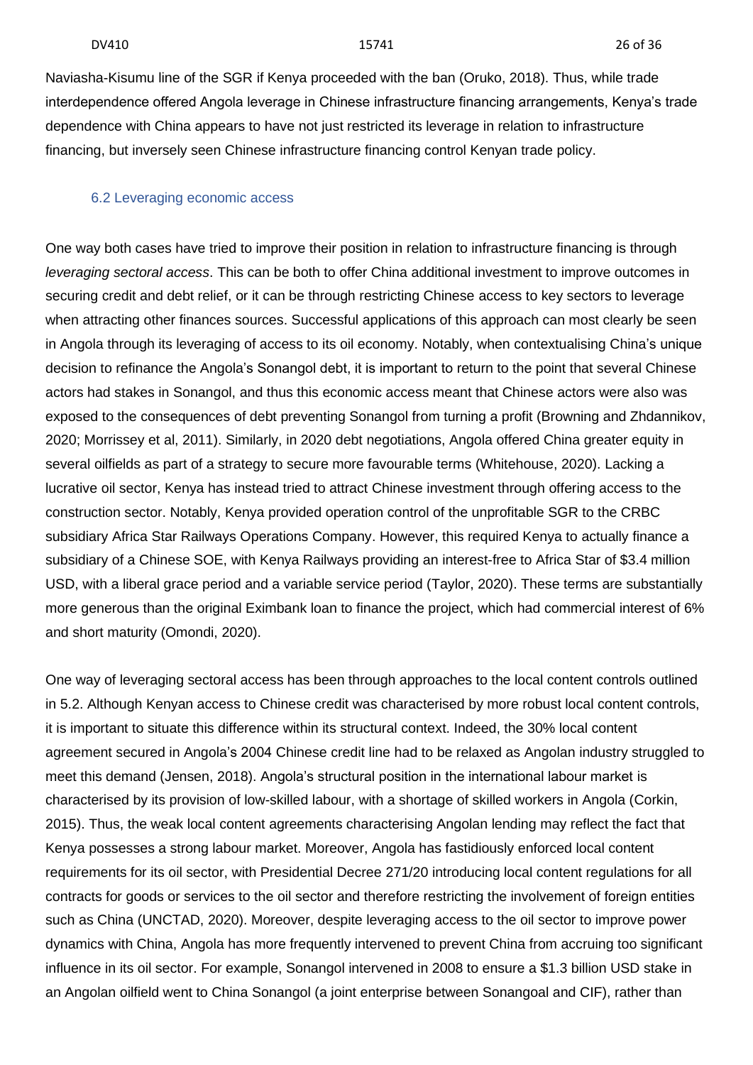Naviasha-Kisumu line of the SGR if Kenya proceeded with the ban (Oruko, 2018). Thus, while trade interdependence offered Angola leverage in Chinese infrastructure financing arrangements, Kenya's trade dependence with China appears to have not just restricted its leverage in relation to infrastructure financing, but inversely seen Chinese infrastructure financing control Kenyan trade policy.

### 6.2 Leveraging economic access

One way both cases have tried to improve their position in relation to infrastructure financing is through *leveraging sectoral access*. This can be both to offer China additional investment to improve outcomes in securing credit and debt relief, or it can be through restricting Chinese access to key sectors to leverage when attracting other finances sources. Successful applications of this approach can most clearly be seen in Angola through its leveraging of access to its oil economy. Notably, when contextualising China's unique decision to refinance the Angola's Sonangol debt, it is important to return to the point that several Chinese actors had stakes in Sonangol, and thus this economic access meant that Chinese actors were also was exposed to the consequences of debt preventing Sonangol from turning a profit (Browning and Zhdannikov, 2020; Morrissey et al, 2011). Similarly, in 2020 debt negotiations, Angola offered China greater equity in several oilfields as part of a strategy to secure more favourable terms (Whitehouse, 2020). Lacking a lucrative oil sector, Kenya has instead tried to attract Chinese investment through offering access to the construction sector. Notably, Kenya provided operation control of the unprofitable SGR to the CRBC subsidiary Africa Star Railways Operations Company. However, this required Kenya to actually finance a subsidiary of a Chinese SOE, with Kenya Railways providing an interest-free to Africa Star of $3.4 million USD, with a liberal grace period and a variable service period (Taylor, 2020). These terms are substantially more generous than the original Eximbank loan to finance the project, which had commercial interest of 6% and short maturity (Omondi, 2020).

One way of leveraging sectoral access has been through approaches to the local content controls outlined in 5.2. Although Kenyan access to Chinese credit was characterised by more robust local content controls, it is important to situate this difference within its structural context. Indeed, the 30% local content agreement secured in Angola's 2004 Chinese credit line had to be relaxed as Angolan industry struggled to meet this demand (Jensen, 2018). Angola's structural position in the international labour market is characterised by its provision of low-skilled labour, with a shortage of skilled workers in Angola (Corkin, 2015). Thus, the weak local content agreements characterising Angolan lending may reflect the fact that Kenya possesses a strong labour market. Moreover, Angola has fastidiously enforced local content requirements for its oil sector, with Presidential Decree 271/20 introducing local content regulations for all contracts for goods or services to the oil sector and therefore restricting the involvement of foreign entities such as China (UNCTAD, 2020). Moreover, despite leveraging access to the oil sector to improve power dynamics with China, Angola has more frequently intervened to prevent China from accruing too significant influence in its oil sector. For example, Sonangol intervened in 2008 to ensure a $1.3 billion USD stake in an Angolan oilfield went to China Sonangol (a joint enterprise between Sonangoal and CIF), rather than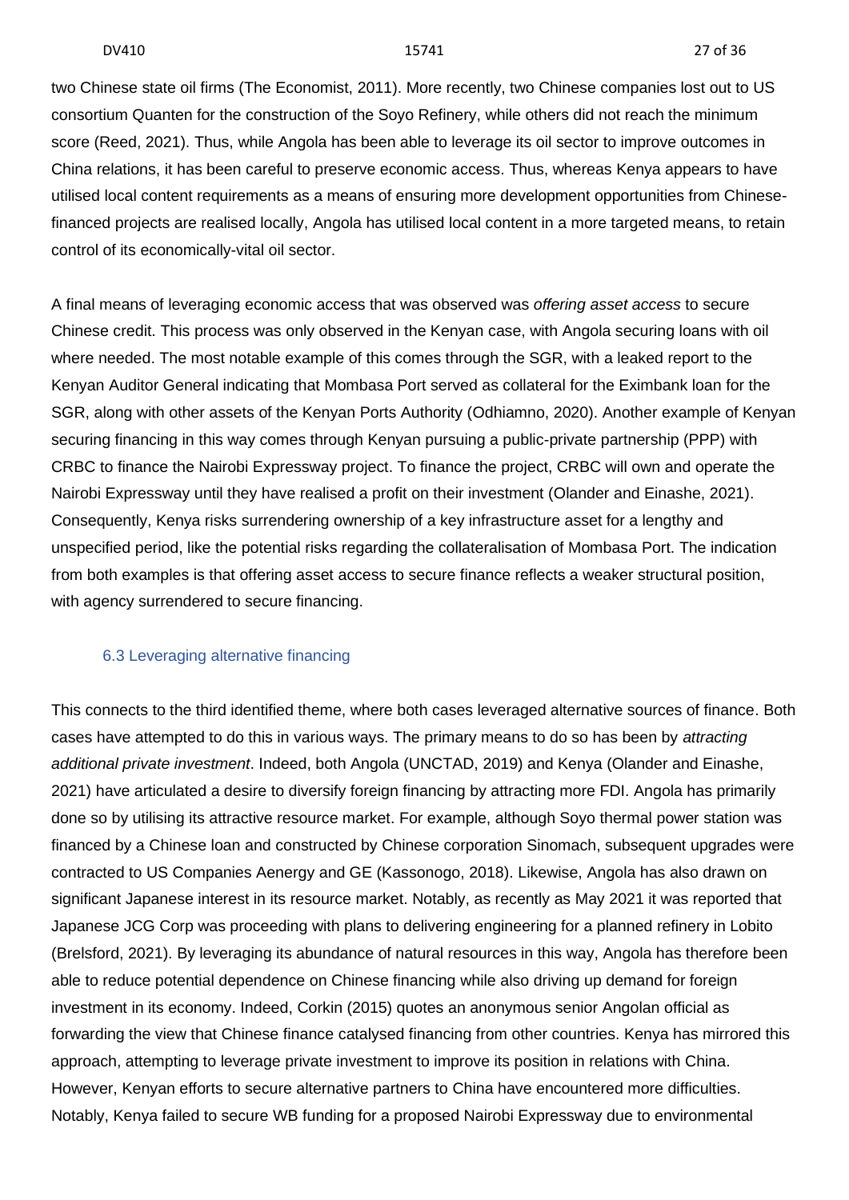two Chinese state oil firms (The Economist, 2011). More recently, two Chinese companies lost out to US consortium Quanten for the construction of the Soyo Refinery, while others did not reach the minimum score (Reed, 2021). Thus, while Angola has been able to leverage its oil sector to improve outcomes in China relations, it has been careful to preserve economic access. Thus, whereas Kenya appears to have utilised local content requirements as a means of ensuring more development opportunities from Chinese-financed projects are realised locally, Angola has utilised local content in a more targeted means, to retain control of its economically-vital oil sector.

A final means of leveraging economic access that was observed was *offering asset access* to secure Chinese credit. This process was only observed in the Kenyan case, with Angola securing loans with oil where needed. The most notable example of this comes through the SGR, with a leaked report to the Kenyan Auditor General indicating that Mombasa Port served as collateral for the Eximbank loan for the SGR, along with other assets of the Kenyan Ports Authority (Odhiamno, 2020). Another example of Kenyan securing financing in this way comes through Kenyan pursuing a public-private partnership (PPP) with CRBC to finance the Nairobi Expressway project. To finance the project, CRBC will own and operate the Nairobi Expressway until they have realised a profit on their investment (Olander and Einashe, 2021). Consequently, Kenya risks surrendering ownership of a key infrastructure asset for a lengthy and unspecified period, like the potential risks regarding the collateralisation of Mombasa Port. The indication from both examples is that offering asset access to secure finance reflects a weaker structural position, with agency surrendered to secure financing.

### 6.3 Leveraging alternative financing

This connects to the third identified theme, where both cases leveraged alternative sources of finance. Both cases have attempted to do this in various ways. The primary means to do so has been by *attracting additional private investment*. Indeed, both Angola (UNCTAD, 2019) and Kenya (Olander and Einashe, 2021) have articulated a desire to diversify foreign financing by attracting more FDI. Angola has primarily done so by utilising its attractive resource market. For example, although Soyo thermal power station was financed by a Chinese loan and constructed by Chinese corporation Sinomach, subsequent upgrades were contracted to US Companies Aenergy and GE (Kassonogo, 2018). Likewise, Angola has also drawn on significant Japanese interest in its resource market. Notably, as recently as May 2021 it was reported that Japanese JCG Corp was proceeding with plans to delivering engineering for a planned refinery in Lobito (Brelsford, 2021). By leveraging its abundance of natural resources in this way, Angola has therefore been able to reduce potential dependence on Chinese financing while also driving up demand for foreign investment in its economy. Indeed, Corkin (2015) quotes an anonymous senior Angolan official as forwarding the view that Chinese finance catalysed financing from other countries. Kenya has mirrored this approach, attempting to leverage private investment to improve its position in relations with China. However, Kenyan efforts to secure alternative partners to China have encountered more difficulties. Notably, Kenya failed to secure WB funding for a proposed Nairobi Expressway due to environmental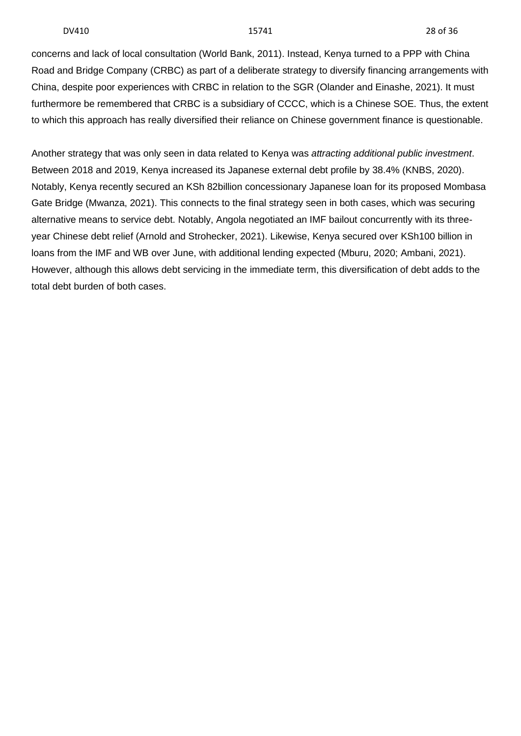concerns and lack of local consultation (World Bank, 2011). Instead, Kenya turned to a PPP with China Road and Bridge Company (CRBC) as part of a deliberate strategy to diversify financing arrangements with China, despite poor experiences with CRBC in relation to the SGR (Olander and Einashe, 2021). It must furthermore be remembered that CRBC is a subsidiary of CCCC, which is a Chinese SOE. Thus, the extent to which this approach has really diversified their reliance on Chinese government finance is questionable.

Another strategy that was only seen in data related to Kenya was *attracting additional public investment*. Between 2018 and 2019, Kenya increased its Japanese external debt profile by 38.4% (KNBS, 2020). Notably, Kenya recently secured an KSh 82billion concessionary Japanese loan for its proposed Mombasa Gate Bridge (Mwanza, 2021). This connects to the final strategy seen in both cases, which was securing alternative means to service debt. Notably, Angola negotiated an IMF bailout concurrently with its three-year Chinese debt relief (Arnold and Strohecker, 2021). Likewise, Kenya secured over KSh100 billion in loans from the IMF and WB over June, with additional lending expected (Mburu, 2020; Ambani, 2021). However, although this allows debt servicing in the immediate term, this diversification of debt adds to the total debt burden of both cases.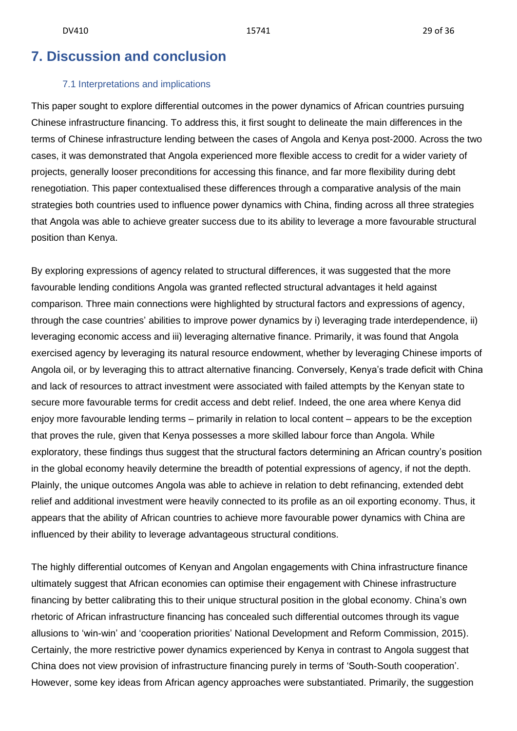# 7. Discussion and conclusion

## 7.1 Interpretations and implications

This paper sought to explore differential outcomes in the power dynamics of African countries pursuing Chinese infrastructure financing. To address this, it first sought to delineate the main differences in the terms of Chinese infrastructure lending between the cases of Angola and Kenya post-2000. Across the two cases, it was demonstrated that Angola experienced more flexible access to credit for a wider variety of projects, generally looser preconditions for accessing this finance, and far more flexibility during debt renegotiation. This paper contextualised these differences through a comparative analysis of the main strategies both countries used to influence power dynamics with China, finding across all three strategies that Angola was able to achieve greater success due to its ability to leverage a more favourable structural position than Kenya.

By exploring expressions of agency related to structural differences, it was suggested that the more favourable lending conditions Angola was granted reflected structural advantages it held against comparison. Three main connections were highlighted by structural factors and expressions of agency, through the case countries' abilities to improve power dynamics by i) leveraging trade interdependence, ii) leveraging economic access and iii) leveraging alternative finance. Primarily, it was found that Angola exercised agency by leveraging its natural resource endowment, whether by leveraging Chinese imports of Angola oil, or by leveraging this to attract alternative financing. Conversely, Kenya's trade deficit with China and lack of resources to attract investment were associated with failed attempts by the Kenyan state to secure more favourable terms for credit access and debt relief. Indeed, the one area where Kenya did enjoy more favourable lending terms – primarily in relation to local content – appears to be the exception that proves the rule, given that Kenya possesses a more skilled labour force than Angola. While exploratory, these findings thus suggest that the structural factors determining an African country's position in the global economy heavily determine the breadth of potential expressions of agency, if not the depth. Plainly, the unique outcomes Angola was able to achieve in relation to debt refinancing, extended debt relief and additional investment were heavily connected to its profile as an oil exporting economy. Thus, it appears that the ability of African countries to achieve more favourable power dynamics with China are influenced by their ability to leverage advantageous structural conditions.

The highly differential outcomes of Kenyan and Angolan engagements with China infrastructure finance ultimately suggest that African economies can optimise their engagement with Chinese infrastructure financing by better calibrating this to their unique structural position in the global economy. China's own rhetoric of African infrastructure financing has concealed such differential outcomes through its vague allusions to 'win-win' and 'cooperation priorities' National Development and Reform Commission, 2015). Certainly, the more restrictive power dynamics experienced by Kenya in contrast to Angola suggest that China does not view provision of infrastructure financing purely in terms of 'South-South cooperation'. However, some key ideas from African agency approaches were substantiated. Primarily, the suggestion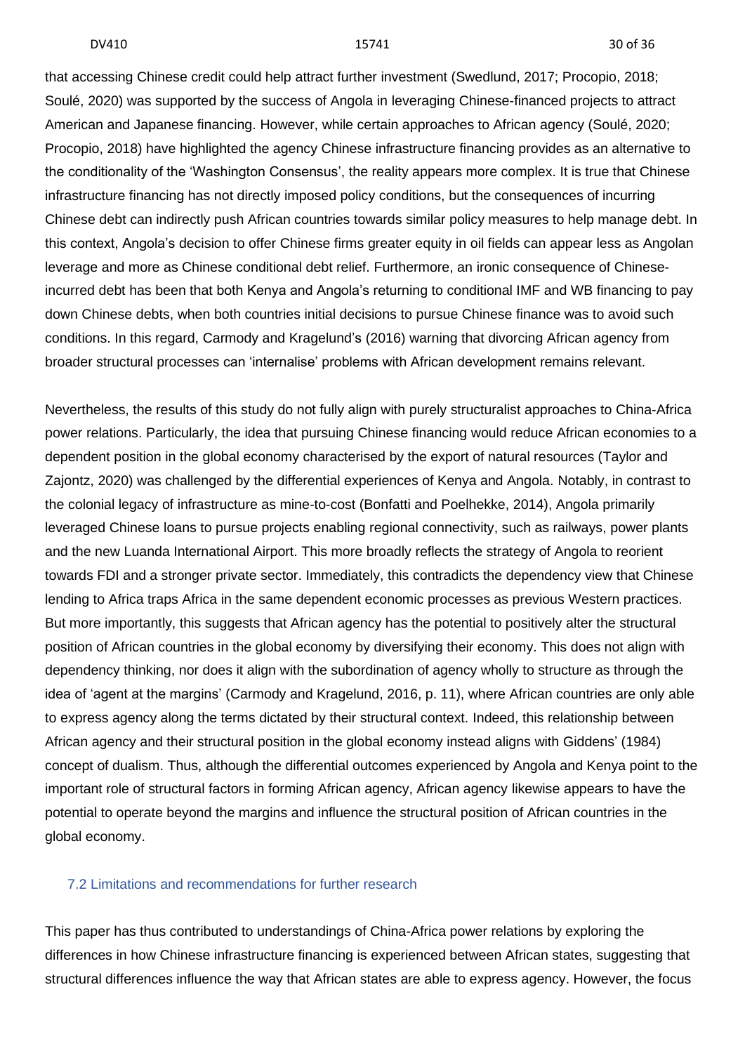that accessing Chinese credit could help attract further investment (Swedlund, 2017; Procopio, 2018; Soulé, 2020) was supported by the success of Angola in leveraging Chinese-financed projects to attract American and Japanese financing. However, while certain approaches to African agency (Soulé, 2020; Procopio, 2018) have highlighted the agency Chinese infrastructure financing provides as an alternative to the conditionality of the 'Washington Consensus', the reality appears more complex. It is true that Chinese infrastructure financing has not directly imposed policy conditions, but the consequences of incurring Chinese debt can indirectly push African countries towards similar policy measures to help manage debt. In this context, Angola's decision to offer Chinese firms greater equity in oil fields can appear less as Angolan leverage and more as Chinese conditional debt relief. Furthermore, an ironic consequence of Chinese-incurred debt has been that both Kenya and Angola's returning to conditional IMF and WB financing to pay down Chinese debts, when both countries initial decisions to pursue Chinese finance was to avoid such conditions. In this regard, Carmody and Kragelund's (2016) warning that divorcing African agency from broader structural processes can 'internalise' problems with African development remains relevant.

Nevertheless, the results of this study do not fully align with purely structuralist approaches to China-Africa power relations. Particularly, the idea that pursuing Chinese financing would reduce African economies to a dependent position in the global economy characterised by the export of natural resources (Taylor and Zajontz, 2020) was challenged by the differential experiences of Kenya and Angola. Notably, in contrast to the colonial legacy of infrastructure as mine-to-cost (Bonfatti and Poelhekke, 2014), Angola primarily leveraged Chinese loans to pursue projects enabling regional connectivity, such as railways, power plants and the new Luanda International Airport. This more broadly reflects the strategy of Angola to reorient towards FDI and a stronger private sector. Immediately, this contradicts the dependency view that Chinese lending to Africa traps Africa in the same dependent economic processes as previous Western practices. But more importantly, this suggests that African agency has the potential to positively alter the structural position of African countries in the global economy by diversifying their economy. This does not align with dependency thinking, nor does it align with the subordination of agency wholly to structure as through the idea of 'agent at the margins' (Carmody and Kragelund, 2016, p. 11), where African countries are only able to express agency along the terms dictated by their structural context. Indeed, this relationship between African agency and their structural position in the global economy instead aligns with Giddens' (1984) concept of dualism. Thus, although the differential outcomes experienced by Angola and Kenya point to the important role of structural factors in forming African agency, African agency likewise appears to have the potential to operate beyond the margins and influence the structural position of African countries in the global economy.

### 7.2 Limitations and recommendations for further research

This paper has thus contributed to understandings of China-Africa power relations by exploring the differences in how Chinese infrastructure financing is experienced between African states, suggesting that structural differences influence the way that African states are able to express agency. However, the focus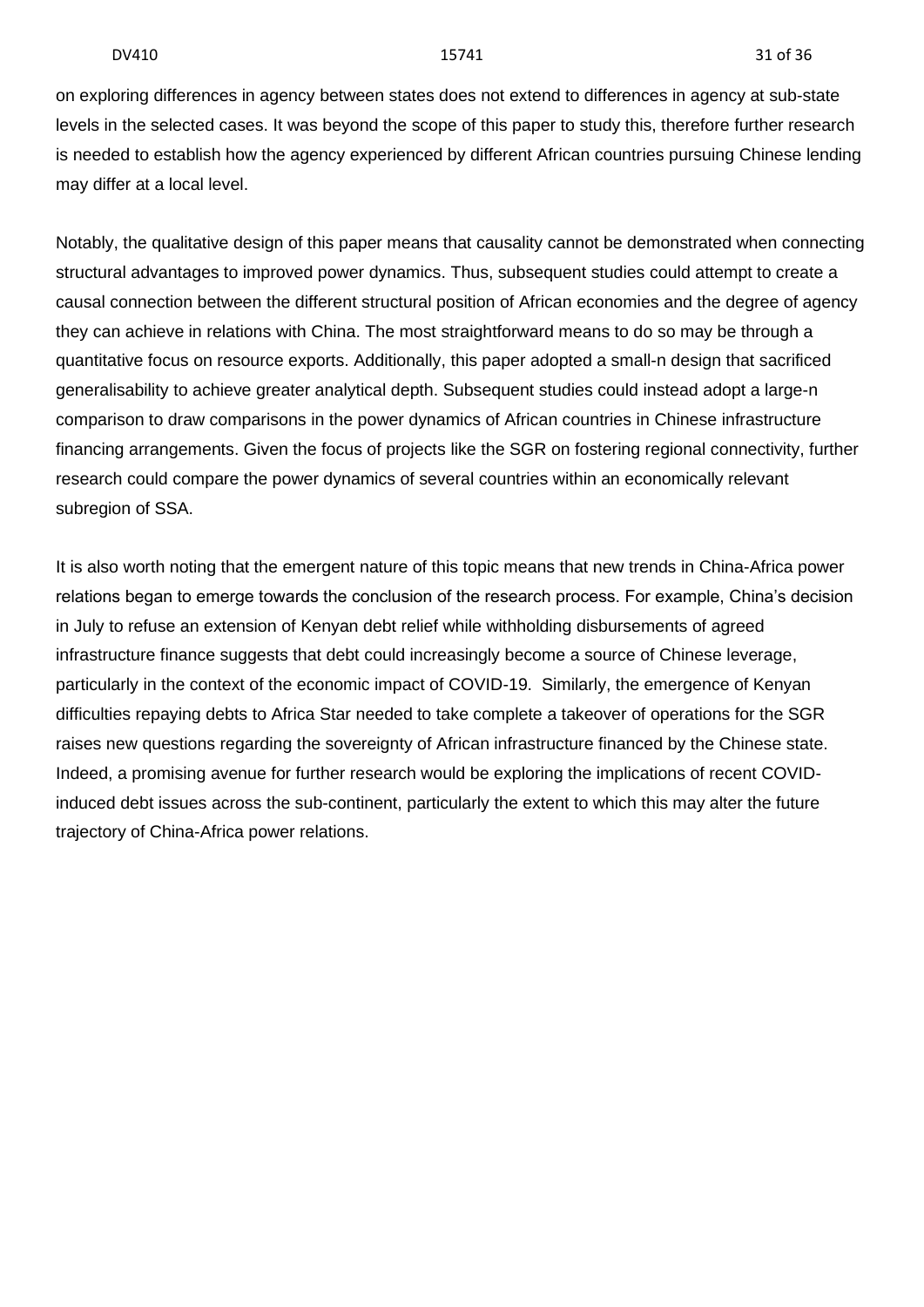on exploring differences in agency between states does not extend to differences in agency at sub-state levels in the selected cases. It was beyond the scope of this paper to study this, therefore further research is needed to establish how the agency experienced by different African countries pursuing Chinese lending may differ at a local level.

Notably, the qualitative design of this paper means that causality cannot be demonstrated when connecting structural advantages to improved power dynamics. Thus, subsequent studies could attempt to create a causal connection between the different structural position of African economies and the degree of agency they can achieve in relations with China. The most straightforward means to do so may be through a quantitative focus on resource exports. Additionally, this paper adopted a small-n design that sacrificed generalisability to achieve greater analytical depth. Subsequent studies could instead adopt a large-n comparison to draw comparisons in the power dynamics of African countries in Chinese infrastructure financing arrangements. Given the focus of projects like the SGR on fostering regional connectivity, further research could compare the power dynamics of several countries within an economically relevant subregion of SSA.

It is also worth noting that the emergent nature of this topic means that new trends in China-Africa power relations began to emerge towards the conclusion of the research process. For example, China's decision in July to refuse an extension of Kenyan debt relief while withholding disbursements of agreed infrastructure finance suggests that debt could increasingly become a source of Chinese leverage, particularly in the context of the economic impact of COVID-19. Similarly, the emergence of Kenyan difficulties repaying debts to Africa Star needed to take complete a takeover of operations for the SGR raises new questions regarding the sovereignty of African infrastructure financed by the Chinese state. Indeed, a promising avenue for further research would be exploring the implications of recent COVID-induced debt issues across the sub-continent, particularly the extent to which this may alter the future trajectory of China-Africa power relations.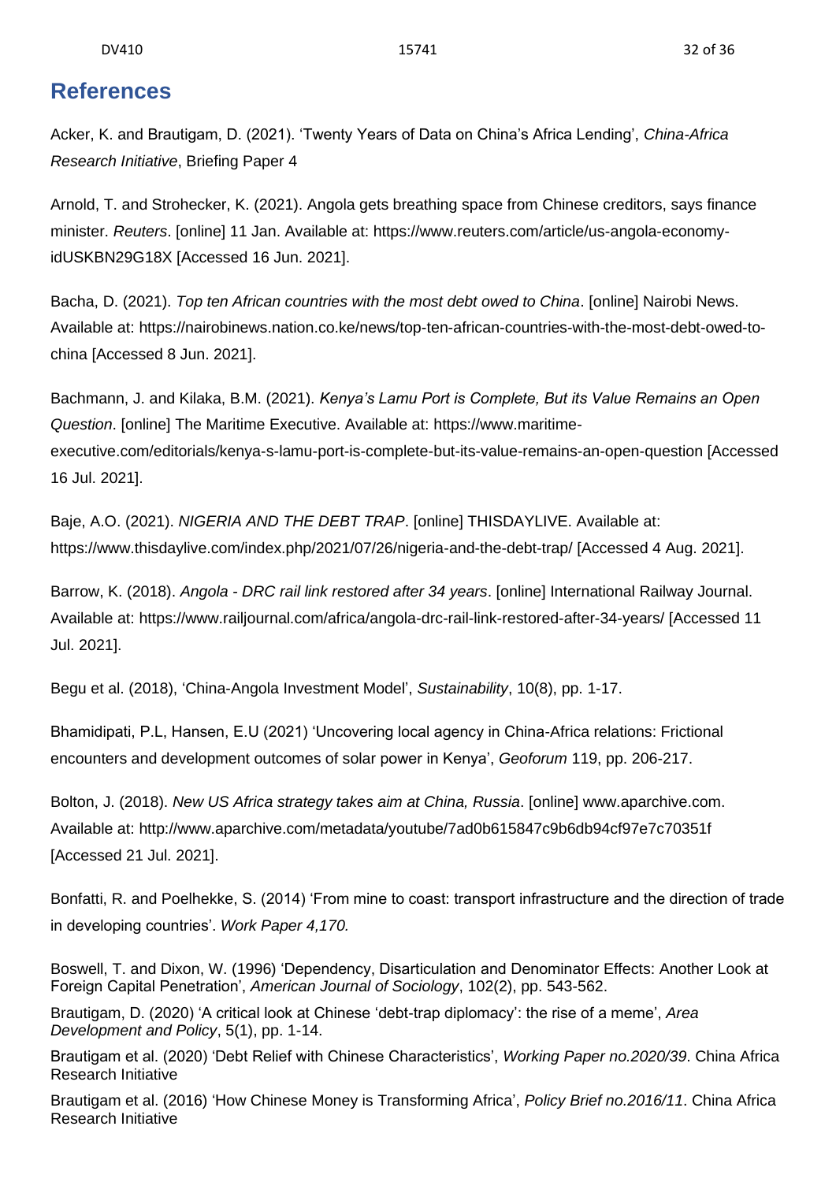## References

Acker, K. and Brautigam, D. (2021). 'Twenty Years of Data on China's Africa Lending', *China-Africa Research Initiative*, Briefing Paper 4

Arnold, T. and Strohecker, K. (2021). Angola gets breathing space from Chinese creditors, says finance minister. *Reuters*. [online] 11 Jan. Available at: https://www.reuters.com/article/us-angola-economy-idUSKBN29G18X [Accessed 16 Jun. 2021].

Bacha, D. (2021). *Top ten African countries with the most debt owed to China*. [online] Nairobi News. Available at: https://nairobinews.nation.co.ke/news/top-ten-african-countries-with-the-most-debt-owed-to-china [Accessed 8 Jun. 2021].

Bachmann, J. and Kilaka, B.M. (2021). *Kenya's Lamu Port is Complete, But its Value Remains an Open Question*. [online] The Maritime Executive. Available at: https://www.maritime-executive.com/editorials/kenya-s-lamu-port-is-complete-but-its-value-remains-an-open-question [Accessed 16 Jul. 2021].

Baje, A.O. (2021). *NIGERIA AND THE DEBT TRAP*. [online] THISDAYLIVE. Available at: https://www.thisdaylive.com/index.php/2021/07/26/nigeria-and-the-debt-trap/ [Accessed 4 Aug. 2021].

Barrow, K. (2018). *Angola - DRC rail link restored after 34 years*. [online] International Railway Journal. Available at: https://www.railjournal.com/africa/angola-drc-rail-link-restored-after-34-years/ [Accessed 11 Jul. 2021].

Begu et al. (2018), 'China-Angola Investment Model', *Sustainability*, 10(8), pp. 1-17.

Bhamidipati, P.L, Hansen, E.U (2021) 'Uncovering local agency in China-Africa relations: Frictional encounters and development outcomes of solar power in Kenya', *Geoforum* 119, pp. 206-217.

Bolton, J. (2018). *New US Africa strategy takes aim at China, Russia*. [online] www.aparchive.com. Available at: http://www.aparchive.com/metadata/youtube/7ad0b615847c9b6db94cf97e7c70351f [Accessed 21 Jul. 2021].

Bonfatti, R. and Poelhekke, S. (2014) 'From mine to coast: transport infrastructure and the direction of trade in developing countries'. *Work Paper 4,170.*

Boswell, T. and Dixon, W. (1996) 'Dependency, Disarticulation and Denominator Effects: Another Look at Foreign Capital Penetration', *American Journal of Sociology*, 102(2), pp. 543-562.

Brautigam, D. (2020) 'A critical look at Chinese 'debt-trap diplomacy': the rise of a meme', *Area Development and Policy*, 5(1), pp. 1-14.

Brautigam et al. (2020) 'Debt Relief with Chinese Characteristics', *Working Paper no.2020/39*. China Africa Research Initiative

Brautigam et al. (2016) 'How Chinese Money is Transforming Africa', *Policy Brief no.2016/11*. China Africa Research Initiative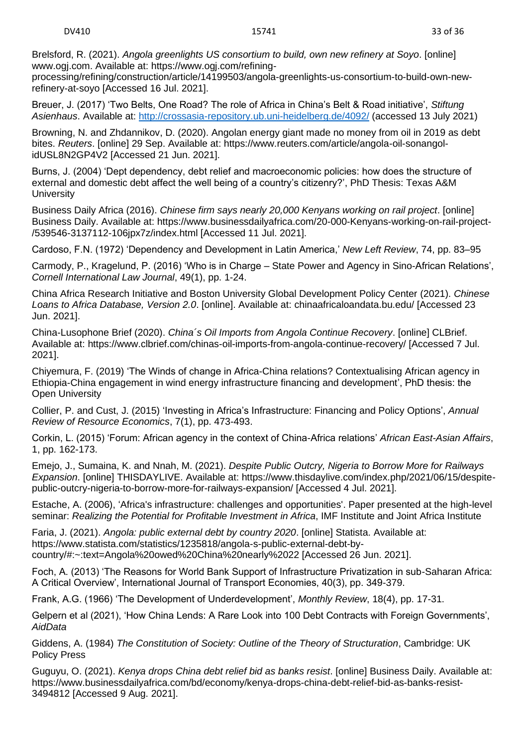Brelsford, R. (2021). *Angola greenlights US consortium to build, own new refinery at Soyo*. [online] www.ogj.com. Available at: https://www.ogj.com/refining-processing/refining/construction/article/14199503/angola-greenlights-us-consortium-to-build-own-new-refinery-at-soyo [Accessed 16 Jul. 2021].

Breuer, J. (2017) 'Two Belts, One Road? The role of Africa in China's Belt & Road initiative', *Stiftung Asienhaus*. Available at: http://crossasia-repository.ub.uni-heidelberg.de/4092/ (accessed 13 July 2021)

Browning, N. and Zhdannikov, D. (2020). Angolan energy giant made no money from oil in 2019 as debt bites. *Reuters*. [online] 29 Sep. Available at: https://www.reuters.com/article/angola-oil-sonangol-idUSL8N2GP4V2 [Accessed 21 Jun. 2021].

Burns, J. (2004) 'Dept dependency, debt relief and macroeconomic policies: how does the structure of external and domestic debt affect the well being of a country's citizenry?', PhD Thesis: Texas A&M University

Business Daily Africa (2016). *Chinese firm says nearly 20,000 Kenyans working on rail project*. [online] Business Daily. Available at: https://www.businessdailyafrica.com/20-000-Kenyans-working-on-rail-project-/539546-3137112-106jpx7z/index.html [Accessed 11 Jul. 2021].

Cardoso, F.N. (1972) 'Dependency and Development in Latin America,' *New Left Review*, 74, pp. 83–95

Carmody, P., Kragelund, P. (2016) 'Who is in Charge – State Power and Agency in Sino-African Relations', *Cornell International Law Journal*, 49(1), pp. 1-24.

China Africa Research Initiative and Boston University Global Development Policy Center (2021). *Chinese Loans to Africa Database, Version 2.0*. [online]. Available at: chinaafricaloandata.bu.edu/ [Accessed 23 Jun. 2021].

China-Lusophone Brief (2020). *China´s Oil Imports from Angola Continue Recovery*. [online] CLBrief. Available at: https://www.clbrief.com/chinas-oil-imports-from-angola-continue-recovery/ [Accessed 7 Jul. 2021].

Chiyemura, F. (2019) 'The Winds of change in Africa-China relations? Contextualising African agency in Ethiopia-China engagement in wind energy infrastructure financing and development', PhD thesis: the Open University

Collier, P. and Cust, J. (2015) 'Investing in Africa's Infrastructure: Financing and Policy Options', *Annual Review of Resource Economics*, 7(1), pp. 473-493.

Corkin, L. (2015) 'Forum: African agency in the context of China-Africa relations' *African East-Asian Affairs*, 1, pp. 162-173.

Emejo, J., Sumaina, K. and Nnah, M. (2021). *Despite Public Outcry, Nigeria to Borrow More for Railways Expansion*. [online] THISDAYLIVE. Available at: https://www.thisdaylive.com/index.php/2021/06/15/despite-public-outcry-nigeria-to-borrow-more-for-railways-expansion/ [Accessed 4 Jul. 2021].

Estache, A. (2006), 'Africa's infrastructure: challenges and opportunities'. Paper presented at the high-level seminar: *Realizing the Potential for Profitable Investment in Africa*, IMF Institute and Joint Africa Institute

Faria, J. (2021). *Angola: public external debt by country 2020*. [online] Statista. Available at: https://www.statista.com/statistics/1235818/angola-s-public-external-debt-by-country/#:~:text=Angola%20owed%20China%20nearly%2022 [Accessed 26 Jun. 2021].

Foch, A. (2013) 'The Reasons for World Bank Support of Infrastructure Privatization in sub-Saharan Africa: A Critical Overview', International Journal of Transport Economies, 40(3), pp. 349-379.

Frank, A.G. (1966) 'The Development of Underdevelopment', *Monthly Review*, 18(4), pp. 17-31.

Gelpern et al (2021), 'How China Lends: A Rare Look into 100 Debt Contracts with Foreign Governments', *AidData*

Giddens, A. (1984) *The Constitution of Society: Outline of the Theory of Structuration*, Cambridge: UK Policy Press

Guguyu, O. (2021). *Kenya drops China debt relief bid as banks resist*. [online] Business Daily. Available at: https://www.businessdailyafrica.com/bd/economy/kenya-drops-china-debt-relief-bid-as-banks-resist-3494812 [Accessed 9 Aug. 2021].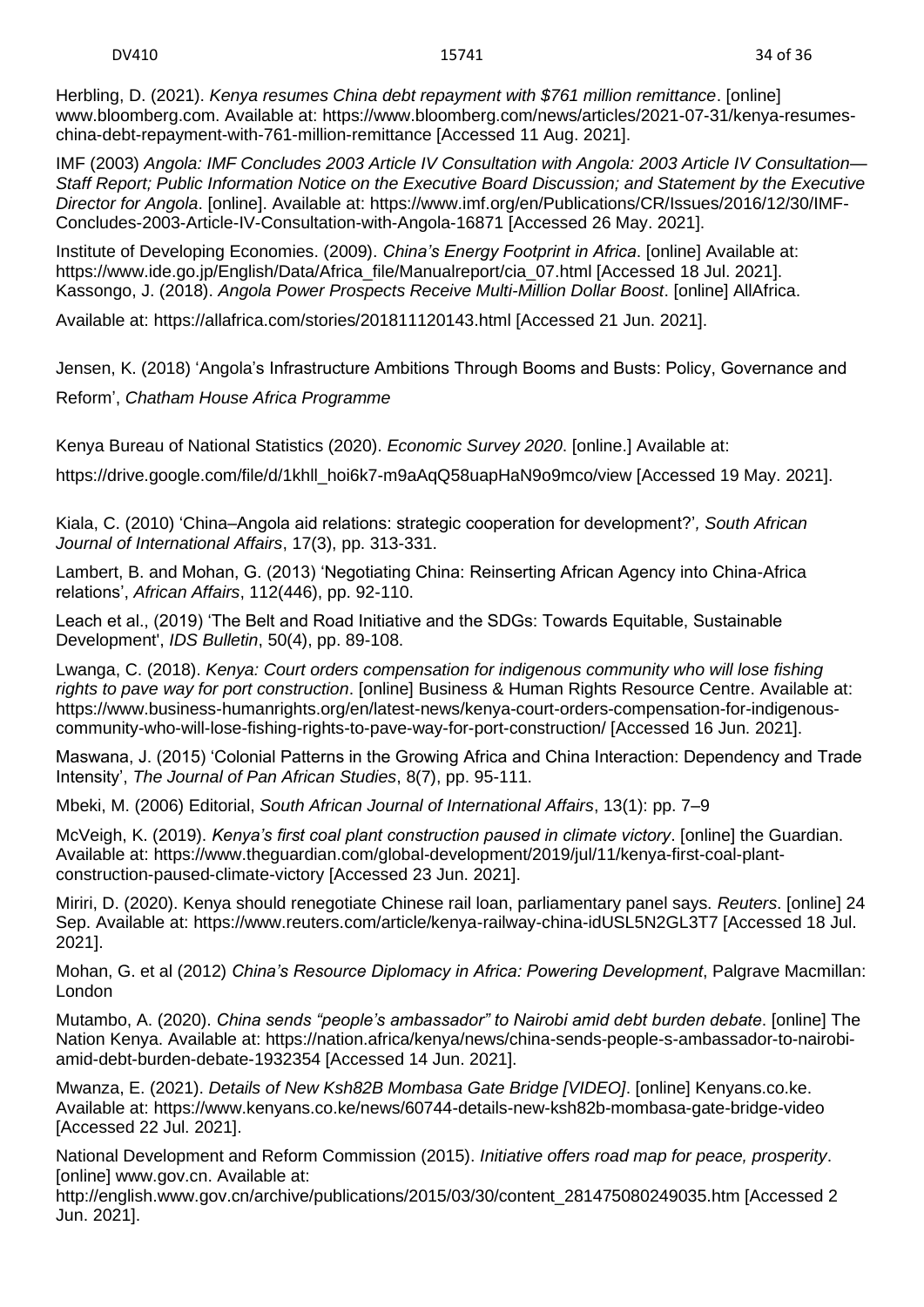Herbling, D. (2021). *Kenya resumes China debt repayment with $761 million remittance*. [online] www.bloomberg.com. Available at: https://www.bloomberg.com/news/articles/2021-07-31/kenya-resumes-china-debt-repayment-with-761-million-remittance [Accessed 11 Aug. 2021].

IMF (2003) *Angola: IMF Concludes 2003 Article IV Consultation with Angola: 2003 Article IV Consultation—Staff Report; Public Information Notice on the Executive Board Discussion; and Statement by the Executive Director for Angola*. [online]. Available at: https://www.imf.org/en/Publications/CR/Issues/2016/12/30/IMF-Concludes-2003-Article-IV-Consultation-with-Angola-16871 [Accessed 26 May. 2021].

Institute of Developing Economies. (2009). *China's Energy Footprint in Africa*. [online] Available at: https://www.ide.go.jp/English/Data/Africa_file/Manualreport/cia_07.html [Accessed 18 Jul. 2021]. Kassongo, J. (2018). *Angola Power Prospects Receive Multi-Million Dollar Boost*. [online] AllAfrica.

Available at: https://allafrica.com/stories/201811120143.html [Accessed 21 Jun. 2021].

Jensen, K. (2018) 'Angola's Infrastructure Ambitions Through Booms and Busts: Policy, Governance and Reform', *Chatham House Africa Programme*

Kenya Bureau of National Statistics (2020). *Economic Survey 2020*. [online.] Available at:

https://drive.google.com/file/d/1khll_hoi6k7-m9aAqQ58uapHaN9o9mco/view [Accessed 19 May. 2021].

Kiala, C. (2010) 'China–Angola aid relations: strategic cooperation for development?'*, South African Journal of International Affairs*, 17(3), pp. 313-331.

Lambert, B. and Mohan, G. (2013) 'Negotiating China: Reinserting African Agency into China-Africa relations', *African Affairs*, 112(446), pp. 92-110.

Leach et al., (2019) 'The Belt and Road Initiative and the SDGs: Towards Equitable, Sustainable Development', *IDS Bulletin*, 50(4), pp. 89-108.

Lwanga, C. (2018). *Kenya: Court orders compensation for indigenous community who will lose fishing rights to pave way for port construction*. [online] Business & Human Rights Resource Centre. Available at: https://www.business-humanrights.org/en/latest-news/kenya-court-orders-compensation-for-indigenous-community-who-will-lose-fishing-rights-to-pave-way-for-port-construction/ [Accessed 16 Jun. 2021].

Maswana, J. (2015) 'Colonial Patterns in the Growing Africa and China Interaction: Dependency and Trade Intensity', *The Journal of Pan African Studies*, 8(7), pp. 95-111.

Mbeki, M. (2006) Editorial, *South African Journal of International Affairs*, 13(1): pp. 7–9

McVeigh, K. (2019). *Kenya's first coal plant construction paused in climate victory*. [online] the Guardian. Available at: https://www.theguardian.com/global-development/2019/jul/11/kenya-first-coal-plant-construction-paused-climate-victory [Accessed 23 Jun. 2021].

Miriri, D. (2020). Kenya should renegotiate Chinese rail loan, parliamentary panel says. *Reuters*. [online] 24 Sep. Available at: https://www.reuters.com/article/kenya-railway-china-idUSL5N2GL3T7 [Accessed 18 Jul. 2021].

Mohan, G. et al (2012) *China's Resource Diplomacy in Africa: Powering Development*, Palgrave Macmillan: London

Mutambo, A. (2020). *China sends "people's ambassador" to Nairobi amid debt burden debate*. [online] The Nation Kenya. Available at: https://nation.africa/kenya/news/china-sends-people-s-ambassador-to-nairobi-amid-debt-burden-debate-1932354 [Accessed 14 Jun. 2021].

Mwanza, E. (2021). *Details of New Ksh82B Mombasa Gate Bridge [VIDEO]*. [online] Kenyans.co.ke. Available at: https://www.kenyans.co.ke/news/60744-details-new-ksh82b-mombasa-gate-bridge-video [Accessed 22 Jul. 2021].

National Development and Reform Commission (2015). *Initiative offers road map for peace, prosperity*. [online] www.gov.cn. Available at: http://english.www.gov.cn/archive/publications/2015/03/30/content_281475080249035.htm [Accessed 2 Jun. 2021].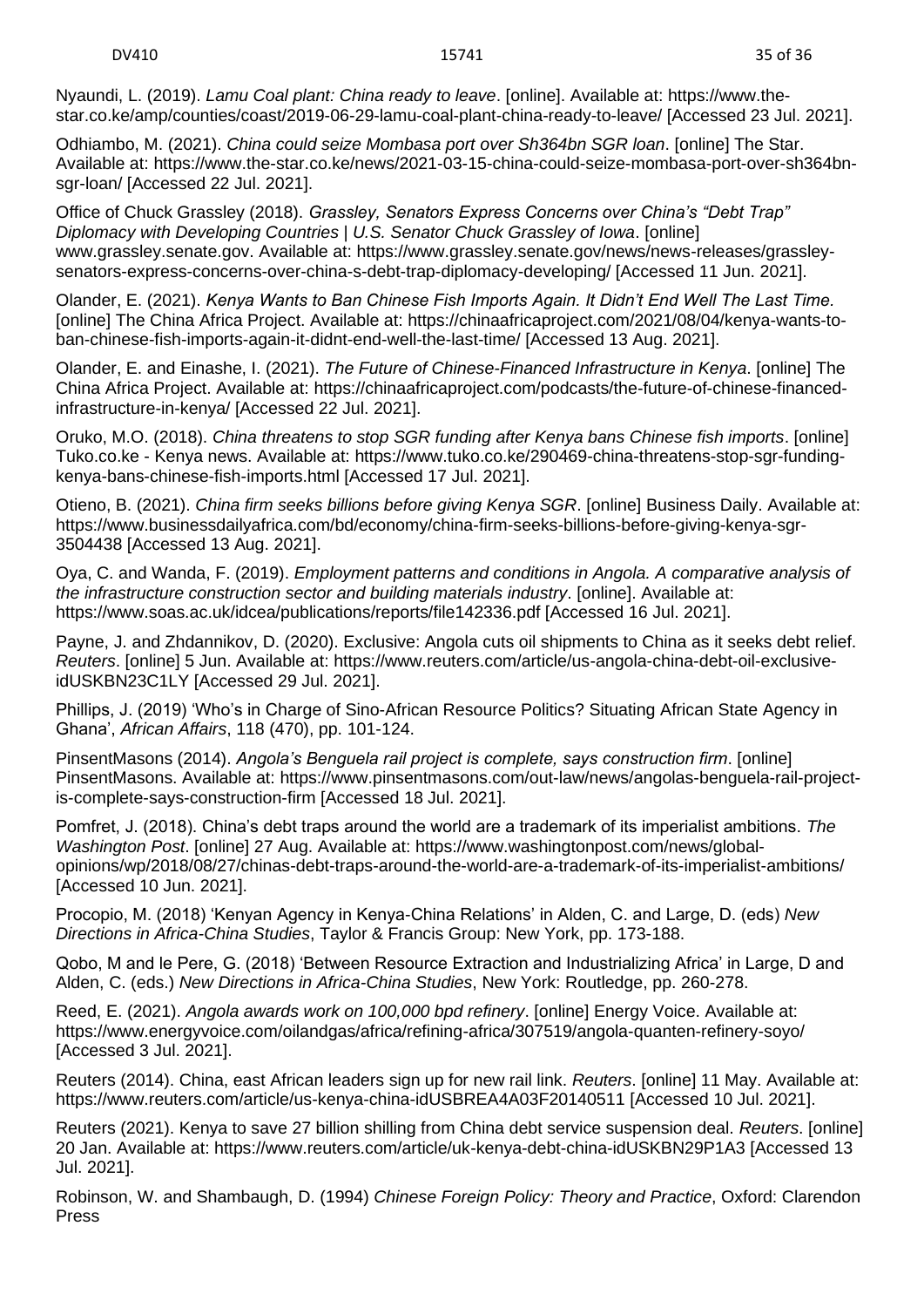Nyaundi, L. (2019). *Lamu Coal plant: China ready to leave*. [online]. Available at: https://www.the-star.co.ke/amp/counties/coast/2019-06-29-lamu-coal-plant-china-ready-to-leave/ [Accessed 23 Jul. 2021].

Odhiambo, M. (2021). *China could seize Mombasa port over Sh364bn SGR loan*. [online] The Star. Available at: https://www.the-star.co.ke/news/2021-03-15-china-could-seize-mombasa-port-over-sh364bn-sgr-loan/ [Accessed 22 Jul. 2021].

Office of Chuck Grassley (2018). *Grassley, Senators Express Concerns over China's "Debt Trap" Diplomacy with Developing Countries | U.S. Senator Chuck Grassley of Iowa*. [online] www.grassley.senate.gov. Available at: https://www.grassley.senate.gov/news/news-releases/grassley-senators-express-concerns-over-china-s-debt-trap-diplomacy-developing/ [Accessed 11 Jun. 2021].

Olander, E. (2021). *Kenya Wants to Ban Chinese Fish Imports Again. It Didn't End Well The Last Time.* [online] The China Africa Project. Available at: https://chinaafricaproject.com/2021/08/04/kenya-wants-to-ban-chinese-fish-imports-again-it-didnt-end-well-the-last-time/ [Accessed 13 Aug. 2021].

Olander, E. and Einashe, I. (2021). *The Future of Chinese-Financed Infrastructure in Kenya*. [online] The China Africa Project. Available at: https://chinaafricaproject.com/podcasts/the-future-of-chinese-financed-infrastructure-in-kenya/ [Accessed 22 Jul. 2021].

Oruko, M.O. (2018). *China threatens to stop SGR funding after Kenya bans Chinese fish imports*. [online] Tuko.co.ke - Kenya news. Available at: https://www.tuko.co.ke/290469-china-threatens-stop-sgr-funding-kenya-bans-chinese-fish-imports.html [Accessed 17 Jul. 2021].

Otieno, B. (2021). *China firm seeks billions before giving Kenya SGR*. [online] Business Daily. Available at: https://www.businessdailyafrica.com/bd/economy/china-firm-seeks-billions-before-giving-kenya-sgr-3504438 [Accessed 13 Aug. 2021].

Oya, C. and Wanda, F. (2019). *Employment patterns and conditions in Angola. A comparative analysis of the infrastructure construction sector and building materials industry*. [online]. Available at: https://www.soas.ac.uk/idcea/publications/reports/file142336.pdf [Accessed 16 Jul. 2021].

Payne, J. and Zhdannikov, D. (2020). Exclusive: Angola cuts oil shipments to China as it seeks debt relief. *Reuters*. [online] 5 Jun. Available at: https://www.reuters.com/article/us-angola-china-debt-oil-exclusive-idUSKBN23C1LY [Accessed 29 Jul. 2021].

Phillips, J. (2019) 'Who's in Charge of Sino-African Resource Politics? Situating African State Agency in Ghana', *African Affairs*, 118 (470), pp. 101-124.

PinsentMasons (2014). *Angola's Benguela rail project is complete, says construction firm*. [online] PinsentMasons. Available at: https://www.pinsentmasons.com/out-law/news/angolas-benguela-rail-project-is-complete-says-construction-firm [Accessed 18 Jul. 2021].

Pomfret, J. (2018). China's debt traps around the world are a trademark of its imperialist ambitions. *The Washington Post*. [online] 27 Aug. Available at: https://www.washingtonpost.com/news/global-opinions/wp/2018/08/27/chinas-debt-traps-around-the-world-are-a-trademark-of-its-imperialist-ambitions/ [Accessed 10 Jun. 2021].

Procopio, M. (2018) 'Kenyan Agency in Kenya-China Relations' in Alden, C. and Large, D. (eds) *New Directions in Africa-China Studies*, Taylor & Francis Group: New York, pp. 173-188.

Qobo, M and le Pere, G. (2018) 'Between Resource Extraction and Industrializing Africa' in Large, D and Alden, C. (eds.) *New Directions in Africa-China Studies*, New York: Routledge, pp. 260-278.

Reed, E. (2021). *Angola awards work on 100,000 bpd refinery*. [online] Energy Voice. Available at: https://www.energyvoice.com/oilandgas/africa/refining-africa/307519/angola-quanten-refinery-soyo/ [Accessed 3 Jul. 2021].

Reuters (2014). China, east African leaders sign up for new rail link. *Reuters*. [online] 11 May. Available at: https://www.reuters.com/article/us-kenya-china-idUSBREA4A03F20140511 [Accessed 10 Jul. 2021].

Reuters (2021). Kenya to save 27 billion shilling from China debt service suspension deal. *Reuters*. [online] 20 Jan. Available at: https://www.reuters.com/article/uk-kenya-debt-china-idUSKBN29P1A3 [Accessed 13 Jul. 2021].

Robinson, W. and Shambaugh, D. (1994) *Chinese Foreign Policy: Theory and Practice*, Oxford: Clarendon Press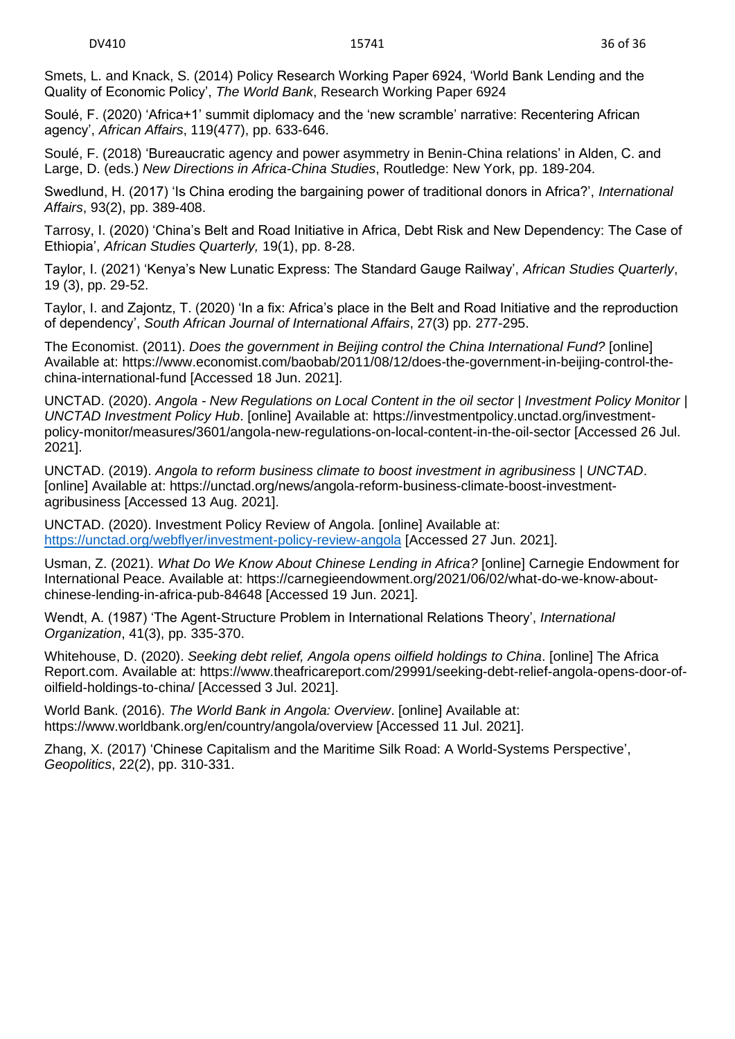Smets, L. and Knack, S. (2014) Policy Research Working Paper 6924, 'World Bank Lending and the Quality of Economic Policy', *The World Bank*, Research Working Paper 6924

Soulé, F. (2020) 'Africa+1' summit diplomacy and the 'new scramble' narrative: Recentering African agency', *African Affairs*, 119(477), pp. 633-646.

Soulé, F. (2018) 'Bureaucratic agency and power asymmetry in Benin-China relations' in Alden, C. and Large, D. (eds.) *New Directions in Africa-China Studies*, Routledge: New York, pp. 189-204.

Swedlund, H. (2017) 'Is China eroding the bargaining power of traditional donors in Africa?', *International Affairs*, 93(2), pp. 389-408.

Tarrosy, I. (2020) 'China's Belt and Road Initiative in Africa, Debt Risk and New Dependency: The Case of Ethiopia', *African Studies Quarterly,* 19(1), pp. 8-28.

Taylor, I. (2021) 'Kenya's New Lunatic Express: The Standard Gauge Railway', *African Studies Quarterly*, 19 (3), pp. 29-52.

Taylor, I. and Zajontz, T. (2020) 'In a fix: Africa's place in the Belt and Road Initiative and the reproduction of dependency', *South African Journal of International Affairs*, 27(3) pp. 277-295.

The Economist. (2011). *Does the government in Beijing control the China International Fund?* [online] Available at: https://www.economist.com/baobab/2011/08/12/does-the-government-in-beijing-control-the-china-international-fund [Accessed 18 Jun. 2021].

UNCTAD. (2020). *Angola - New Regulations on Local Content in the oil sector | Investment Policy Monitor | UNCTAD Investment Policy Hub*. [online] Available at: https://investmentpolicy.unctad.org/investment-policy-monitor/measures/3601/angola-new-regulations-on-local-content-in-the-oil-sector [Accessed 26 Jul. 2021].

UNCTAD. (2019). *Angola to reform business climate to boost investment in agribusiness | UNCTAD*. [online] Available at: https://unctad.org/news/angola-reform-business-climate-boost-investment-agribusiness [Accessed 13 Aug. 2021].

UNCTAD. (2020). Investment Policy Review of Angola. [online] Available at: https://unctad.org/webflyer/investment-policy-review-angola [Accessed 27 Jun. 2021].

Usman, Z. (2021). *What Do We Know About Chinese Lending in Africa?* [online] Carnegie Endowment for International Peace. Available at: https://carnegieendowment.org/2021/06/02/what-do-we-know-about-chinese-lending-in-africa-pub-84648 [Accessed 19 Jun. 2021].

Wendt, A. (1987) 'The Agent-Structure Problem in International Relations Theory', *International Organization*, 41(3), pp. 335-370.

Whitehouse, D. (2020). *Seeking debt relief, Angola opens oilfield holdings to China*. [online] The Africa Report.com. Available at: https://www.theafricareport.com/29991/seeking-debt-relief-angola-opens-door-of-oilfield-holdings-to-china/ [Accessed 3 Jul. 2021].

World Bank. (2016). *The World Bank in Angola: Overview*. [online] Available at: https://www.worldbank.org/en/country/angola/overview [Accessed 11 Jul. 2021].

Zhang, X. (2017) 'Chinese Capitalism and the Maritime Silk Road: A World-Systems Perspective', *Geopolitics*, 22(2), pp. 310-331.